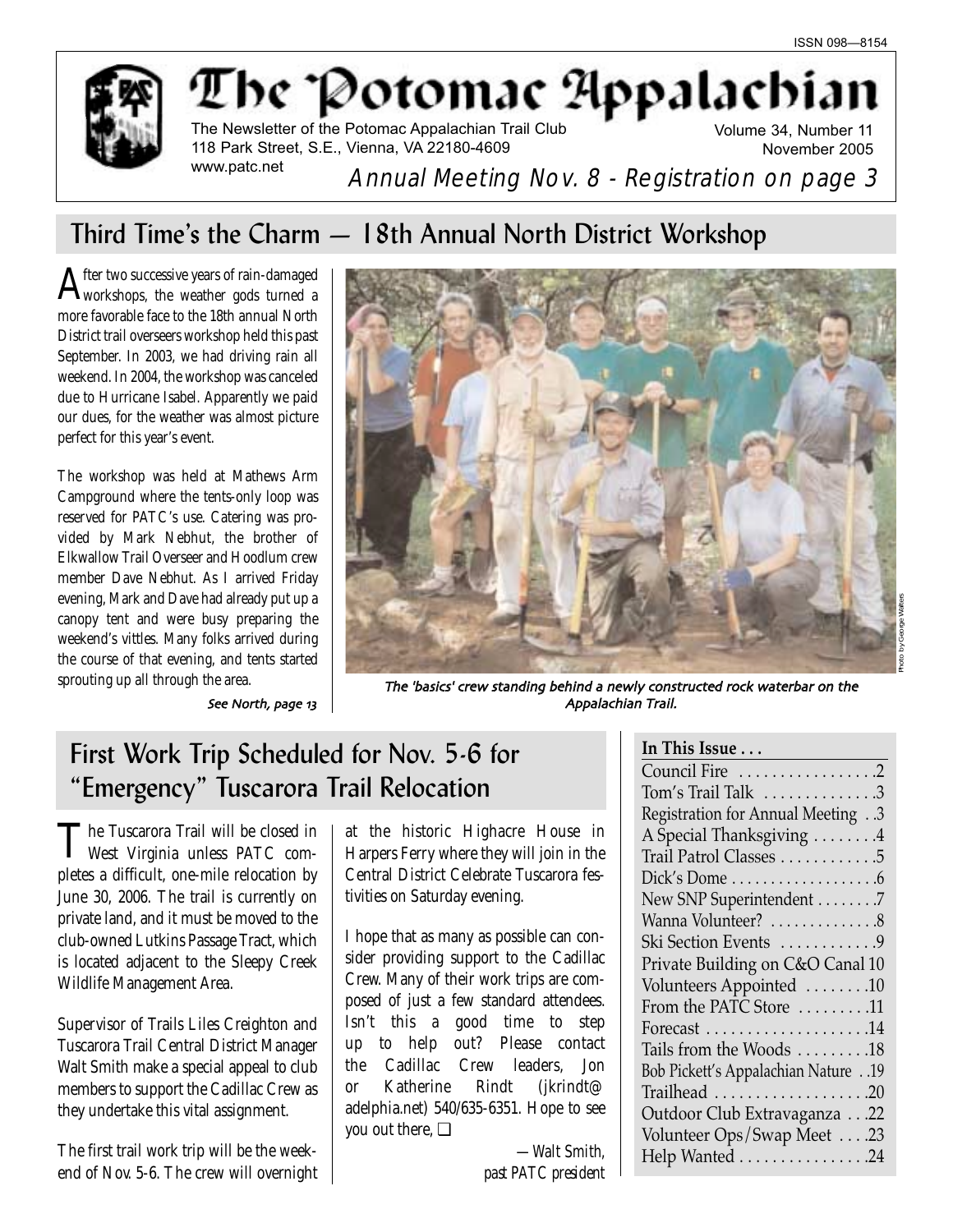ISSN 098—8154

# The Potomac Appalachian

The Newsletter of the Potomac Appalachian Trail Club
118 Park Street, S.E., Vienna, VA 22180-4609
www.patc.net

Volume 34, Number 11
November 2005

*Annual Meeting Nov. 8 - Registration on page 3*

## Third Time's the Charm — 18th Annual North District Workshop

After two successive years of rain-damaged workshops, the weather gods turned a more favorable face to the 18th annual North District trail overseers workshop held this past September. In 2003, we had driving rain all weekend. In 2004, the workshop was canceled due to Hurricane Isabel. Apparently we paid our dues, for the weather was almost picture perfect for this year's event.

The workshop was held at Mathews Arm Campground where the tents-only loop was reserved for PATC's use. Catering was provided by Mark Nebhut, the brother of Elkwallow Trail Overseer and Hoodlum crew member Dave Nebhut. As I arrived Friday evening, Mark and Dave had already put up a canopy tent and were busy preparing the weekend's vittles. Many folks arrived during the course of that evening, and tents started sprouting up all through the area.

*See North, page 13*

*The 'basics' crew standing behind a newly constructed rock waterbar on the Appalachian Trail.*

Photo by George Walters

## First Work Trip Scheduled for Nov. 5-6 for "Emergency" Tuscarora Trail Relocation

The Tuscarora Trail will be closed in West Virginia unless PATC completes a difficult, one-mile relocation by June 30, 2006. The trail is currently on private land, and it must be moved to the club-owned Lutkins Passage Tract, which is located adjacent to the Sleepy Creek Wildlife Management Area.

Supervisor of Trails Liles Creighton and Tuscarora Trail Central District Manager Walt Smith make a special appeal to club members to support the Cadillac Crew as they undertake this vital assignment.

The first trail work trip will be the weekend of Nov. 5-6. The crew will overnight at the historic Highacre House in Harpers Ferry where they will join in the Central District Celebrate Tuscarora festivities on Saturday evening.

I hope that as many as possible can consider providing support to the Cadillac Crew. Many of their work trips are composed of just a few standard attendees. Isn't this a good time to step up to help out? Please contact the Cadillac Crew leaders, Jon or Katherine Rindt (jkrindt@adelphia.net) 540/635-6351. Hope to see you out there. ❑

—*Walt Smith, past PATC president*

**In This Issue . . .**

| | |
|---|---|
| Council Fire | 2 |
| Tom's Trail Talk | 3 |
| Registration for Annual Meeting | 3 |
| A Special Thanksgiving | 4 |
| Trail Patrol Classes | 5 |
| Dick's Dome | 6 |
| New SNP Superintendent | 7 |
| Wanna Volunteer? | 8 |
| Ski Section Events | 9 |
| Private Building on C&O Canal | 10 |
| Volunteers Appointed | 10 |
| From the PATC Store | 11 |
| Forecast | 14 |
| Tails from the Woods | 18 |
| Bob Pickett's Appalachian Nature | 19 |
| Trailhead | 20 |
| Outdoor Club Extravaganza | 22 |
| Volunteer Ops/Swap Meet | 23 |
| Help Wanted | 24 |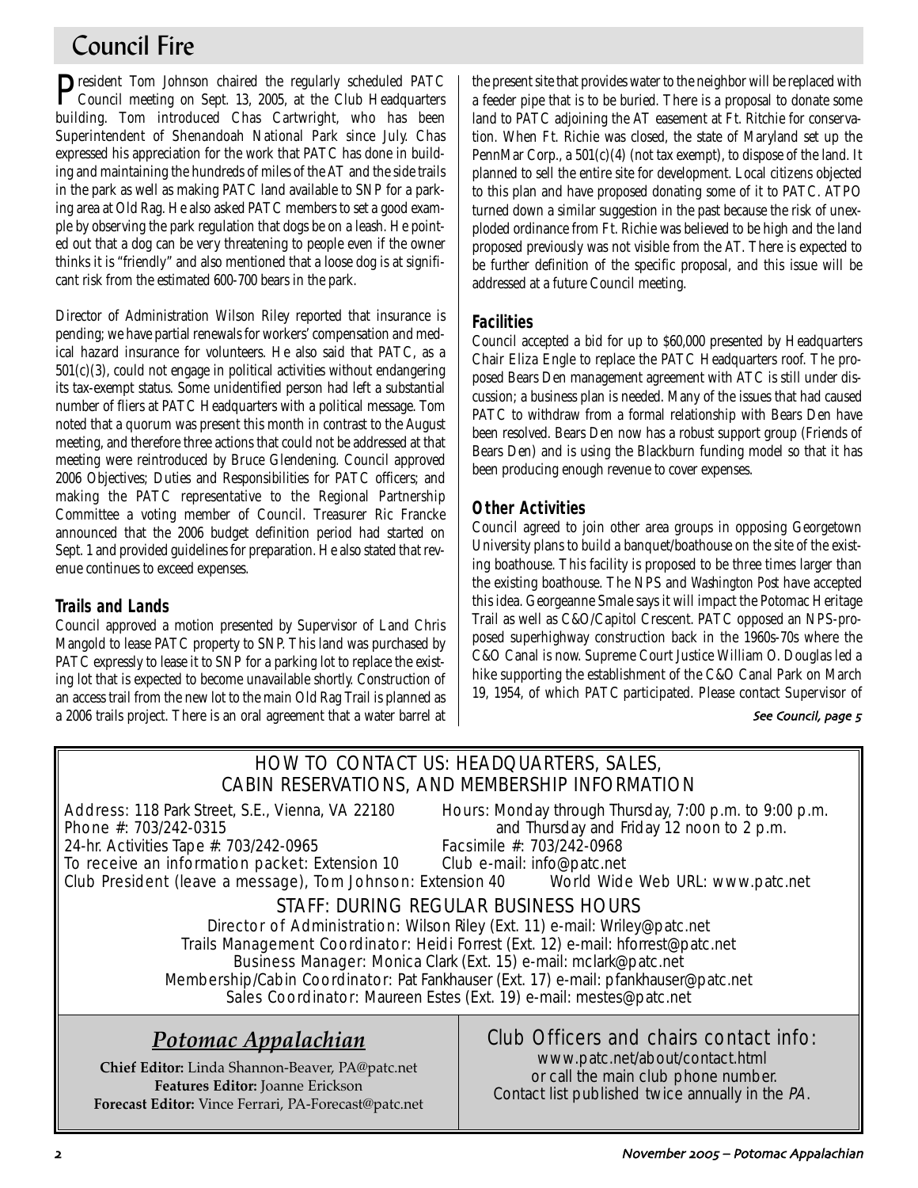# Council Fire

President Tom Johnson chaired the regularly scheduled PATC Council meeting on Sept. 13, 2005, at the Club Headquarters building. Tom introduced Chas Cartwright, who has been Superintendent of Shenandoah National Park since July. Chas expressed his appreciation for the work that PATC has done in building and maintaining the hundreds of miles of the AT and the side trails in the park as well as making PATC land available to SNP for a parking area at Old Rag. He also asked PATC members to set a good example by observing the park regulation that dogs be on a leash. He pointed out that a dog can be very threatening to people even if the owner thinks it is "friendly" and also mentioned that a loose dog is at significant risk from the estimated 600-700 bears in the park.

Director of Administration Wilson Riley reported that insurance is pending; we have partial renewals for workers' compensation and medical hazard insurance for volunteers. He also said that PATC, as a 501(c)(3), could not engage in political activities without endangering its tax-exempt status. Some unidentified person had left a substantial number of fliers at PATC Headquarters with a political message. Tom noted that a quorum was present this month in contrast to the August meeting, and therefore three actions that could not be addressed at that meeting were reintroduced by Bruce Glendening. Council approved 2006 Objectives; Duties and Responsibilities for PATC officers; and making the PATC representative to the Regional Partnership Committee a voting member of Council. Treasurer Ric Francke announced that the 2006 budget definition period had started on Sept. 1 and provided guidelines for preparation. He also stated that revenue continues to exceed expenses.

## Trails and Lands

Council approved a motion presented by Supervisor of Land Chris Mangold to lease PATC property to SNP. This land was purchased by PATC expressly to lease it to SNP for a parking lot to replace the existing lot that is expected to become unavailable shortly. Construction of an access trail from the new lot to the main Old Rag Trail is planned as a 2006 trails project. There is an oral agreement that a water barrel at the present site that provides water to the neighbor will be replaced with a feeder pipe that is to be buried. There is a proposal to donate some land to PATC adjoining the AT easement at Ft. Ritchie for conservation. When Ft. Richie was closed, the state of Maryland set up the PennMar Corp., a 501(c)(4) (not tax exempt), to dispose of the land. It planned to sell the entire site for development. Local citizens objected to this plan and have proposed donating some of it to PATC. ATPO turned down a similar suggestion in the past because the risk of unexploded ordinance from Ft. Richie was believed to be high and the land proposed previously was not visible from the AT. There is expected to be further definition of the specific proposal, and this issue will be addressed at a future Council meeting.

## Facilities

Council accepted a bid for up to $60,000 presented by Headquarters Chair Eliza Engle to replace the PATC Headquarters roof. The proposed Bears Den management agreement with ATC is still under discussion; a business plan is needed. Many of the issues that had caused PATC to withdraw from a formal relationship with Bears Den have been resolved. Bears Den now has a robust support group (Friends of Bears Den) and is using the Blackburn funding model so that it has been producing enough revenue to cover expenses.

## Other Activities

Council agreed to join other area groups in opposing Georgetown University plans to build a banquet/boathouse on the site of the existing boathouse. This facility is proposed to be three times larger than the existing boathouse. The NPS and *Washington Post* have accepted this idea. Georgeanne Smale says it will impact the Potomac Heritage Trail as well as C&O/Capitol Crescent. PATC opposed an NPS-proposed superhighway construction back in the 1960s-70s where the C&O Canal is now. Supreme Court Justice William O. Douglas led a hike supporting the establishment of the C&O Canal Park on March 19, 1954, of which PATC participated. Please contact Supervisor of

*See Council, page 5*

---

## HOW TO CONTACT US: HEADQUARTERS, SALES, CABIN RESERVATIONS, AND MEMBERSHIP INFORMATION

Address: 118 Park Street, S.E., Vienna, VA 22180
Phone #: 703/242-0315
24-hr. Activities Tape #: 703/242-0965
To receive an information packet: Extension 10
Club President (leave a message), Tom Johnson: Extension 40

Hours: Monday through Thursday, 7:00 p.m. to 9:00 p.m. and Thursday and Friday 12 noon to 2 p.m.
Facsimile #: 703/242-0968
Club e-mail: info@patc.net
World Wide Web URL: www.patc.net

### STAFF: DURING REGULAR BUSINESS HOURS

Director of Administration: Wilson Riley (Ext. 11) e-mail: Wriley@patc.net
Trails Management Coordinator: Heidi Forrest (Ext. 12) e-mail: hforrest@patc.net
Business Manager: Monica Clark (Ext. 15) e-mail: mclark@patc.net
Membership/Cabin Coordinator: Pat Fankhauser (Ext. 17) e-mail: pfankhauser@patc.net
Sales Coordinator: Maureen Estes (Ext. 19) e-mail: mestes@patc.net

### *Potomac Appalachian*

**Chief Editor:** Linda Shannon-Beaver, PA@patc.net
**Features Editor:** Joanne Erickson
**Forecast Editor:** Vince Ferrari, PA-Forecast@patc.net

### Club Officers and chairs contact info:

www.patc.net/about/contact.html
or call the main club phone number.
Contact list published twice annually in the *PA*.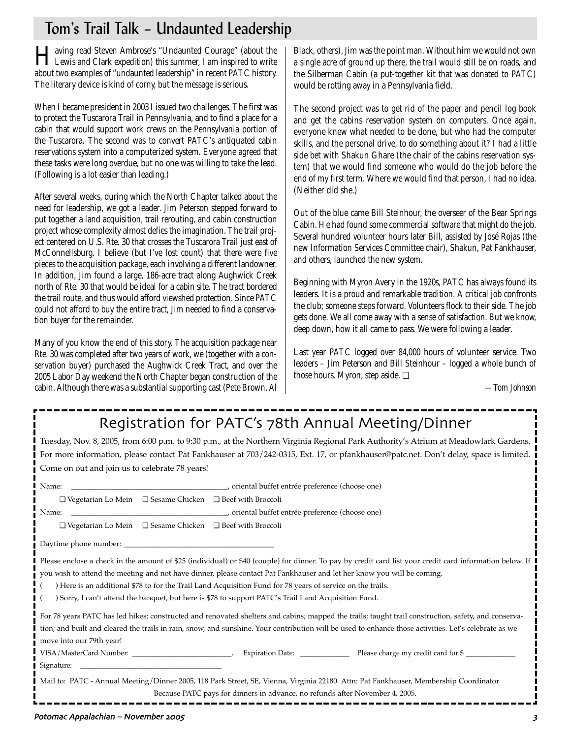## Tom's Trail Talk – Undaunted Leadership

Having read Steven Ambrose's "Undaunted Courage" (about the Lewis and Clark expedition) this summer, I am inspired to write about two examples of "undaunted leadership" in recent PATC history. The literary device is kind of corny, but the message is serious.

When I became president in 2003 I issued two challenges. The first was to protect the Tuscarora Trail in Pennsylvania, and to find a place for a cabin that would support work crews on the Pennsylvania portion of the Tuscarora. The second was to convert PATC's antiquated cabin reservations system into a computerized system. Everyone agreed that these tasks were long overdue, but no one was willing to take the lead. (Following is a lot easier than leading.)

After several weeks, during which the North Chapter talked about the need for leadership, we got a leader. Jim Peterson stepped forward to put together a land acquisition, trail rerouting, and cabin construction project whose complexity almost defies the imagination. The trail project centered on U.S. Rte. 30 that crosses the Tuscarora Trail just east of McConnellsburg. I believe (but I've lost count) that there were five pieces to the acquisition package, each involving a different landowner. In addition, Jim found a large, 186-acre tract along Aughwick Creek north of Rte. 30 that would be ideal for a cabin site. The tract bordered the trail route, and thus would afford viewshed protection. Since PATC could not afford to buy the entire tract, Jim needed to find a conservation buyer for the remainder.

Many of you know the end of this story. The acquisition package near Rte. 30 was completed after two years of work, we (together with a conservation buyer) purchased the Aughwick Creek Tract, and over the 2005 Labor Day weekend the North Chapter began construction of the cabin. Although there was a substantial supporting cast (Pete Brown, Al Black, others), Jim was the point man. Without him we would not own a single acre of ground up there, the trail would still be on roads, and the Silberman Cabin (a put-together kit that was donated to PATC) would be rotting away in a Pennsylvania field.

The second project was to get rid of the paper and pencil log book and get the cabins reservation system on computers. Once again, everyone knew what needed to be done, but who had the computer skills, and the personal drive, to do something about it? I had a little side bet with Shakun Ghare (the chair of the cabins reservation system) that we would find someone who would do the job before the end of my first term. Where we would find that person, I had no idea. (Neither did she.)

Out of the blue came Bill Steinhour, the overseer of the Bear Springs Cabin. He had found some commercial software that might do the job. Several hundred volunteer hours later Bill, assisted by José Rojas (the new Information Services Committee chair), Shakun, Pat Fankhauser, and others, launched the new system.

Beginning with Myron Avery in the 1920s, PATC has always found its leaders. It is a proud and remarkable tradition. A critical job confronts the club; someone steps forward. Volunteers flock to their side. The job gets done. We all come away with a sense of satisfaction. But we know, deep down, how it all came to pass. We were following a leader.

Last year PATC logged over 84,000 hours of volunteer service. Two leaders – Jim Peterson and Bill Steinhour – logged a whole bunch of those hours. Myron, step aside. ❑

*—Tom Johnson*

## Registration for PATC's 78th Annual Meeting/Dinner

Tuesday, Nov. 8, 2005, from 6:00 p.m. to 9:30 p.m., at the Northern Virginia Regional Park Authority's Atrium at Meadowlark Gardens. For more information, please contact Pat Fankhauser at 703/242-0315, Ext. 17, or pfankhauser@patc.net. Don't delay, space is limited. Come on out and join us to celebrate 78 years!

Name: ________________________________, oriental buffet entrée preference (choose one)

❑ Vegetarian Lo Mein ❑ Sesame Chicken ❑ Beef with Broccoli

Name: ________________________________, oriental buffet entrée preference (choose one)

❑ Vegetarian Lo Mein ❑ Sesame Chicken ❑ Beef with Broccoli

Daytime phone number: ________________________________

Please enclose a check in the amount of $25 (individual) or $40 (couple) for dinner. To pay by credit card list your credit card information below. If you wish to attend the meeting and not have dinner, please contact Pat Fankhauser and let her know you will be coming.

( ) Here is an additional $78 to for the Trail Land Acquisition Fund for 78 years of service on the trails.

( ) Sorry, I can't attend the banquet, but here is $78 to support PATC's Trail Land Acquisition Fund.

For 78 years PATC has led hikes; constructed and renovated shelters and cabins; mapped the trails; taught trail construction, safety, and conservation; and built and cleared the trails in rain, snow, and sunshine. Your contribution will be used to enhance those activities. Let's celebrate as we move into our 79th year!

VISA/MasterCard Number: ____________________, Expiration Date: __________ Please charge my credit card for $ __________

Signature: ________________________________

Mail to: PATC - Annual Meeting/Dinner 2005, 118 Park Street, SE, Vienna, Virginia 22180 Attn: Pat Fankhauser, Membership Coordinator

Because PATC pays for dinners in advance, no refunds after November 4, 2005.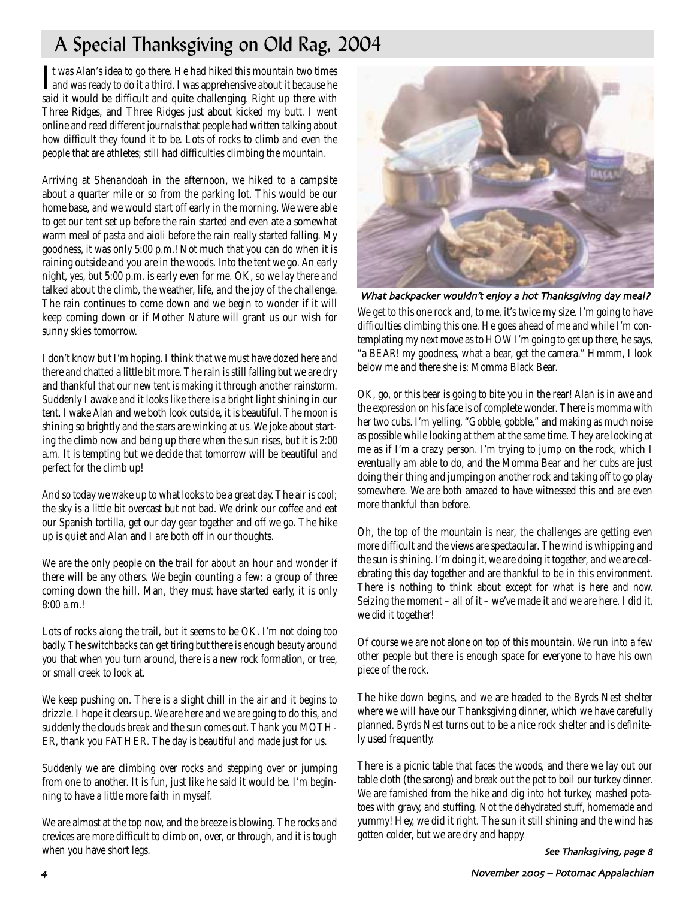# A Special Thanksgiving on Old Rag, 2004

It was Alan's idea to go there. He had hiked this mountain two times and was ready to do it a third. I was apprehensive about it because he said it would be difficult and quite challenging. Right up there with Three Ridges, and Three Ridges just about kicked my butt. I went online and read different journals that people had written talking about how difficult they found it to be. Lots of rocks to climb and even the people that are athletes; still had difficulties climbing the mountain.

Arriving at Shenandoah in the afternoon, we hiked to a campsite about a quarter mile or so from the parking lot. This would be our home base, and we would start off early in the morning. We were able to get our tent set up before the rain started and even ate a somewhat warm meal of pasta and aioli before the rain really started falling. My goodness, it was only 5:00 p.m.! Not much that you can do when it is raining outside and you are in the woods. Into the tent we go. An early night, yes, but 5:00 p.m. is early even for me. OK, so we lay there and talked about the climb, the weather, life, and the joy of the challenge. The rain continues to come down and we begin to wonder if it will keep coming down or if Mother Nature will grant us our wish for sunny skies tomorrow.

I don't know but I'm hoping. I think that we must have dozed here and there and chatted a little bit more. The rain is still falling but we are dry and thankful that our new tent is making it through another rainstorm. Suddenly I awake and it looks like there is a bright light shining in our tent. I wake Alan and we both look outside, it is beautiful. The moon is shining so brightly and the stars are winking at us. We joke about starting the climb now and being up there when the sun rises, but it is 2:00 a.m. It is tempting but we decide that tomorrow will be beautiful and perfect for the climb up!

And so today we wake up to what looks to be a great day. The air is cool; the sky is a little bit overcast but not bad. We drink our coffee and eat our Spanish tortilla, get our day gear together and off we go. The hike up is quiet and Alan and I are both off in our thoughts.

We are the only people on the trail for about an hour and wonder if there will be any others. We begin counting a few: a group of three coming down the hill. Man, they must have started early, it is only 8:00 a.m.!

Lots of rocks along the trail, but it seems to be OK. I'm not doing too badly. The switchbacks can get tiring but there is enough beauty around you that when you turn around, there is a new rock formation, or tree, or small creek to look at.

We keep pushing on. There is a slight chill in the air and it begins to drizzle. I hope it clears up. We are here and we are going to do this, and suddenly the clouds break and the sun comes out. Thank you MOTHER, thank you FATHER. The day is beautiful and made just for us.

Suddenly we are climbing over rocks and stepping over or jumping from one to another. It is fun, just like he said it would be. I'm beginning to have a little more faith in myself.

We are almost at the top now, and the breeze is blowing. The rocks and crevices are more difficult to climb on, over, or through, and it is tough when you have short legs.

*What backpacker wouldn't enjoy a hot Thanksgiving day meal?*

We get to this one rock and, to me, it's twice my size. I'm going to have difficulties climbing this one. He goes ahead of me and while I'm contemplating my next move as to HOW I'm going to get up there, he says, "a BEAR! my goodness, what a bear, get the camera." Hmmm, I look below me and there she is: Momma Black Bear.

OK, go, or this bear is going to bite you in the rear! Alan is in awe and the expression on his face is of complete wonder. There is momma with her two cubs. I'm yelling, "Gobble, gobble," and making as much noise as possible while looking at them at the same time. They are looking at me as if I'm a crazy person. I'm trying to jump on the rock, which I eventually am able to do, and the Momma Bear and her cubs are just doing their thing and jumping on another rock and taking off to go play somewhere. We are both amazed to have witnessed this and are even more thankful than before.

Oh, the top of the mountain is near, the challenges are getting even more difficult and the views are spectacular. The wind is whipping and the sun is shining. I'm doing it, we are doing it together, and we are celebrating this day together and are thankful to be in this environment. There is nothing to think about except for what is here and now. Seizing the moment – all of it – we've made it and we are here. I did it, we did it together!

Of course we are not alone on top of this mountain. We run into a few other people but there is enough space for everyone to have his own piece of the rock.

The hike down begins, and we are headed to the Byrds Nest shelter where we will have our Thanksgiving dinner, which we have carefully planned. Byrds Nest turns out to be a nice rock shelter and is definitely used frequently.

There is a picnic table that faces the woods, and there we lay out our table cloth (the sarong) and break out the pot to boil our turkey dinner. We are famished from the hike and dig into hot turkey, mashed potatoes with gravy, and stuffing. Not the dehydrated stuff, homemade and yummy! Hey, we did it right. The sun it still shining and the wind has gotten colder, but we are dry and happy.

*See Thanksgiving, page 8*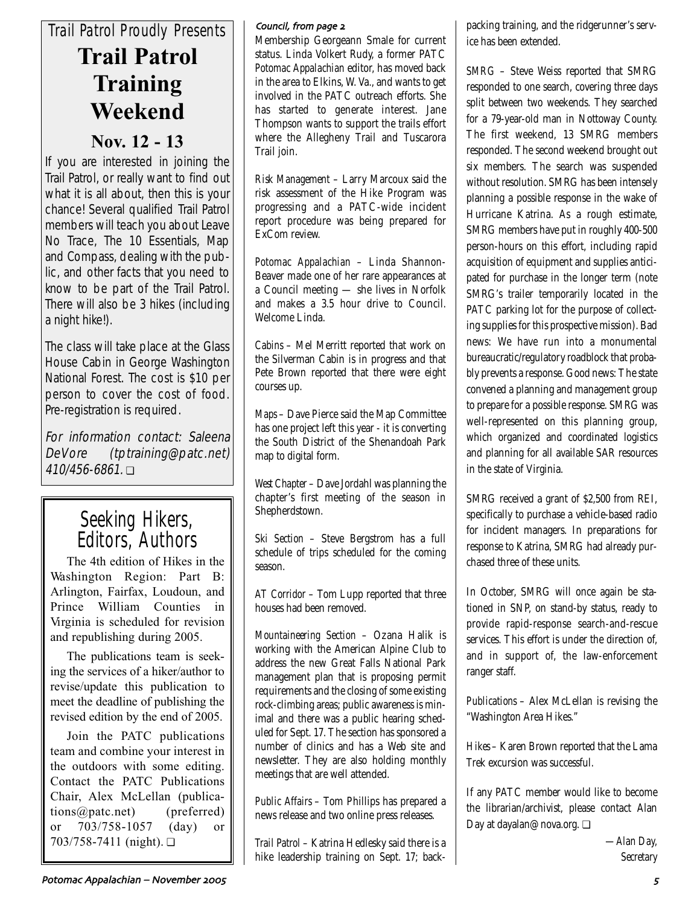*Trail Patrol Proudly Presents*

# Trail Patrol Training Weekend

## Nov. 12 - 13

If you are interested in joining the Trail Patrol, or really want to find out what it is all about, then this is your chance! Several qualified Trail Patrol members will teach you about Leave No Trace, The 10 Essentials, Map and Compass, dealing with the public, and other facts that you need to know to be part of the Trail Patrol. There will also be 3 hikes (including a night hike!).

The class will take place at the Glass House Cabin in George Washington National Forest. The cost is $10 per person to cover the cost of food. Pre-registration is required.

*For information contact: Saleena DeVore (tptraining@patc.net) 410/456-6861.* ❑

# Seeking Hikers, Editors, Authors

The 4th edition of Hikes in the Washington Region: Part B: Arlington, Fairfax, Loudoun, and Prince William Counties in Virginia is scheduled for revision and republishing during 2005.

The publications team is seeking the services of a hiker/author to revise/update this publication to meet the deadline of publishing the revised edition by the end of 2005.

Join the PATC publications team and combine your interest in the outdoors with some editing. Contact the PATC Publications Chair, Alex McLellan (publications@patc.net) (preferred) or 703/758-1057 (day) or 703/758-7411 (night). ❑

*Council, from page 2*

Membership Georgeann Smale for current status. Linda Volkert Rudy, a former PATC *Potomac Appalachian* editor, has moved back in the area to Elkins, W. Va., and wants to get involved in the PATC outreach efforts. She has started to generate interest. Jane Thompson wants to support the trails effort where the Allegheny Trail and Tuscarora Trail join.

*Risk Management* – Larry Marcoux said the risk assessment of the Hike Program was progressing and a PATC-wide incident report procedure was being prepared for ExCom review.

*Potomac Appalachian* – Linda Shannon-Beaver made one of her rare appearances at a Council meeting — she lives in Norfolk and makes a 3.5 hour drive to Council. Welcome Linda.

*Cabins* – Mel Merritt reported that work on the Silverman Cabin is in progress and that Pete Brown reported that there were eight courses up.

*Maps* – Dave Pierce said the Map Committee has one project left this year - it is converting the South District of the Shenandoah Park map to digital form.

*West Chapter* – Dave Jordahl was planning the chapter's first meeting of the season in Shepherdstown.

*Ski Section* – Steve Bergstrom has a full schedule of trips scheduled for the coming season.

*AT Corridor* – Tom Lupp reported that three houses had been removed.

*Mountaineering Section* – Ozana Halik is working with the American Alpine Club to address the new Great Falls National Park management plan that is proposing permit requirements and the closing of some existing rock-climbing areas; public awareness is minimal and there was a public hearing scheduled for Sept. 17. The section has sponsored a number of clinics and has a Web site and newsletter. They are also holding monthly meetings that are well attended.

*Public Affairs* – Tom Phillips has prepared a news release and two online press releases.

*Trail Patrol* – Katrina Hedlesky said there is a hike leadership training on Sept. 17; backpacking training, and the ridgerunner's service has been extended.

*SMRG* – Steve Weiss reported that SMRG responded to one search, covering three days split between two weekends. They searched for a 79-year-old man in Nottoway County. The first weekend, 13 SMRG members responded. The second weekend brought out six members. The search was suspended without resolution. SMRG has been intensely planning a possible response in the wake of Hurricane Katrina. As a rough estimate, SMRG members have put in roughly 400-500 person-hours on this effort, including rapid acquisition of equipment and supplies anticipated for purchase in the longer term (note SMRG's trailer temporarily located in the PATC parking lot for the purpose of collecting supplies for this prospective mission). Bad news: We have run into a monumental bureaucratic/regulatory roadblock that probably prevents a response. Good news: The state convened a planning and management group to prepare for a possible response. SMRG was well-represented on this planning group, which organized and coordinated logistics and planning for all available SAR resources in the state of Virginia.

SMRG received a grant of $2,500 from REI, specifically to purchase a vehicle-based radio for incident managers. In preparations for response to Katrina, SMRG had already purchased three of these units.

In October, SMRG will once again be stationed in SNP, on stand-by status, ready to provide rapid-response search-and-rescue services. This effort is under the direction of, and in support of, the law-enforcement ranger staff.

*Publications* – Alex McLellan is revising the "Washington Area Hikes."

*Hikes* – Karen Brown reported that the Lama Trek excursion was successful.

If any PATC member would like to become the librarian/archivist, please contact Alan Day at dayalan@nova.org. ❑

*—Alan Day, Secretary*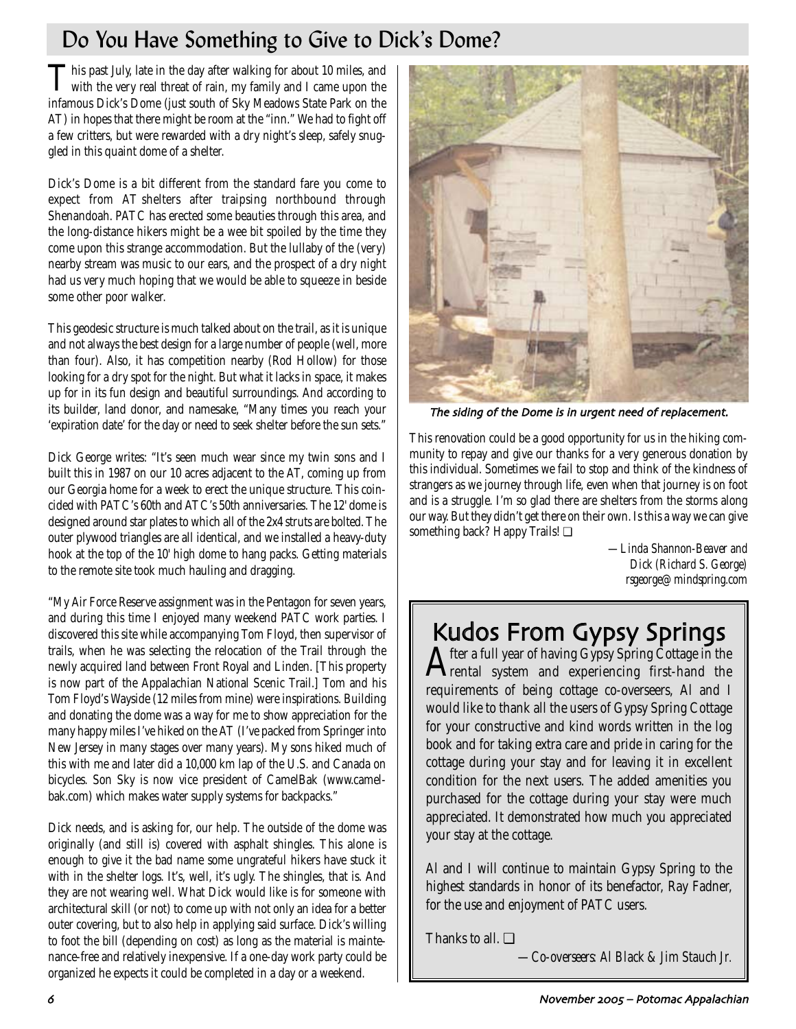## Do You Have Something to Give to Dick's Dome?

This past July, late in the day after walking for about 10 miles, and with the very real threat of rain, my family and I came upon the infamous Dick's Dome (just south of Sky Meadows State Park on the AT) in hopes that there might be room at the "inn." We had to fight off a few critters, but were rewarded with a dry night's sleep, safely snuggled in this quaint dome of a shelter.

Dick's Dome is a bit different from the standard fare you come to expect from AT shelters after traipsing northbound through Shenandoah. PATC has erected some beauties through this area, and the long-distance hikers might be a wee bit spoiled by the time they come upon this strange accommodation. But the lullaby of the (very) nearby stream was music to our ears, and the prospect of a dry night had us very much hoping that we would be able to squeeze in beside some other poor walker.

This geodesic structure is much talked about on the trail, as it is unique and not always the best design for a large number of people (well, more than four). Also, it has competition nearby (Rod Hollow) for those looking for a dry spot for the night. But what it lacks in space, it makes up for in its fun design and beautiful surroundings. And according to its builder, land donor, and namesake, "Many times you reach your 'expiration date' for the day or need to seek shelter before the sun sets."

Dick George writes: "It's seen much wear since my twin sons and I built this in 1987 on our 10 acres adjacent to the AT, coming up from our Georgia home for a week to erect the unique structure. This coincided with PATC's 60th and ATC's 50th anniversaries. The 12' dome is designed around star plates to which all of the 2x4 struts are bolted. The outer plywood triangles are all identical, and we installed a heavy-duty hook at the top of the 10' high dome to hang packs. Getting materials to the remote site took much hauling and dragging.

"My Air Force Reserve assignment was in the Pentagon for seven years, and during this time I enjoyed many weekend PATC work parties. I discovered this site while accompanying Tom Floyd, then supervisor of trails, when he was selecting the relocation of the Trail through the newly acquired land between Front Royal and Linden. [This property is now part of the Appalachian National Scenic Trail.] Tom and his Tom Floyd's Wayside (12 miles from mine) were inspirations. Building and donating the dome was a way for me to show appreciation for the many happy miles I've hiked on the AT (I've packed from Springer into New Jersey in many stages over many years). My sons hiked much of this with me and later did a 10,000 km lap of the U.S. and Canada on bicycles. Son Sky is now vice president of CamelBak (www.camelbak.com) which makes water supply systems for backpacks."

Dick needs, and is asking for, our help. The outside of the dome was originally (and still is) covered with asphalt shingles. This alone is enough to give it the bad name some ungrateful hikers have stuck it with in the shelter logs. It's, well, it's ugly. The shingles, that is. And they are not wearing well. What Dick would like is for someone with architectural skill (or not) to come up with not only an idea for a better outer covering, but to also help in applying said surface. Dick's willing to foot the bill (depending on cost) as long as the material is maintenance-free and relatively inexpensive. If a one-day work party could be organized he expects it could be completed in a day or a weekend.

*The siding of the Dome is in urgent need of replacement.*

This renovation could be a good opportunity for us in the hiking community to repay and give our thanks for a very generous donation by this individual. Sometimes we fail to stop and think of the kindness of strangers as we journey through life, even when that journey is on foot and is a struggle. I'm so glad there are shelters from the storms along our way. But they didn't get there on their own. Is this a way we can give something back? Happy Trails! ❑

*—Linda Shannon-Beaver and Dick (Richard S. George) rsgeorge@mindspring.com*

## Kudos From Gypsy Springs

After a full year of having Gypsy Spring Cottage in the rental system and experiencing first-hand the requirements of being cottage co-overseers, Al and I would like to thank all the users of Gypsy Spring Cottage for your constructive and kind words written in the log book and for taking extra care and pride in caring for the cottage during your stay and for leaving it in excellent condition for the next users. The added amenities you purchased for the cottage during your stay were much appreciated. It demonstrated how much you appreciated your stay at the cottage.

Al and I will continue to maintain Gypsy Spring to the highest standards in honor of its benefactor, Ray Fadner, for the use and enjoyment of PATC users.

Thanks to all. ❑

*—Co-overseers: Al Black & Jim Stauch Jr.*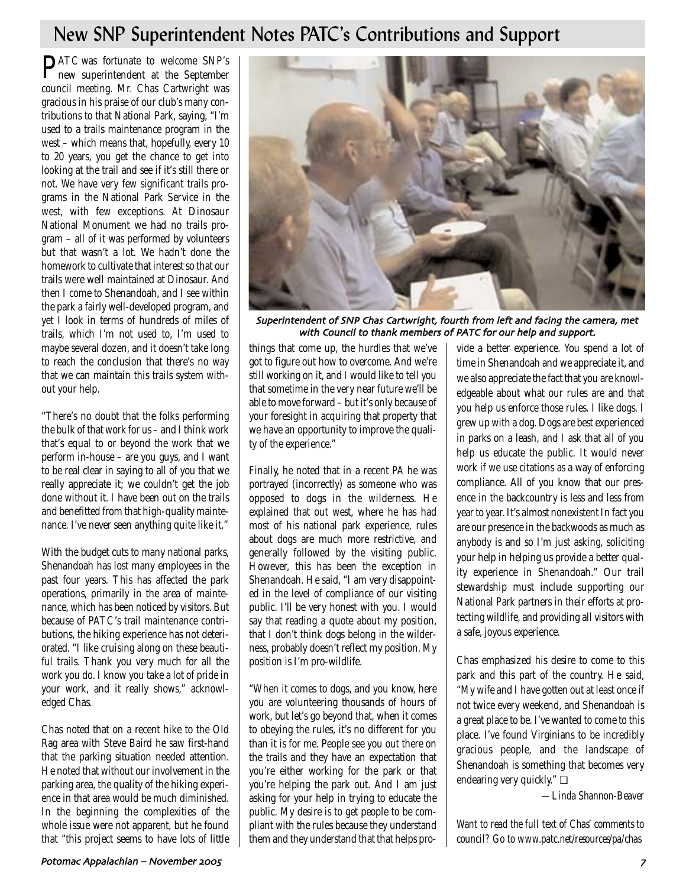# New SNP Superintendent Notes PATC's Contributions and Support

PATC was fortunate to welcome SNP's new superintendent at the September council meeting. Mr. Chas Cartwright was gracious in his praise of our club's many contributions to that National Park, saying, "I'm used to a trails maintenance program in the west – which means that, hopefully, every 10 to 20 years, you get the chance to get into looking at the trail and see if it's still there or not. We have very few significant trails programs in the National Park Service in the west, with few exceptions. At Dinosaur National Monument we had no trails program – all of it was performed by volunteers but that wasn't a lot. We hadn't done the homework to cultivate that interest so that our trails were well maintained at Dinosaur. And then I come to Shenandoah, and I see within the park a fairly well-developed program, and yet I look in terms of hundreds of miles of trails, which I'm not used to, I'm used to maybe several dozen, and it doesn't take long to reach the conclusion that there's no way that we can maintain this trails system without your help.

"There's no doubt that the folks performing the bulk of that work for us – and I think work that's equal to or beyond the work that we perform in-house – are you guys, and I want to be real clear in saying to all of you that we really appreciate it; we couldn't get the job done without it. I have been out on the trails and benefitted from that high-quality maintenance. I've never seen anything quite like it."

With the budget cuts to many national parks, Shenandoah has lost many employees in the past four years. This has affected the park operations, primarily in the area of maintenance, which has been noticed by visitors. But because of PATC's trail maintenance contributions, the hiking experience has not deteriorated. "I like cruising along on these beautiful trails. Thank you very much for all the work you do. I know you take a lot of pride in your work, and it really shows," acknowledged Chas.

Chas noted that on a recent hike to the Old Rag area with Steve Baird he saw first-hand that the parking situation needed attention. He noted that without our involvement in the parking area, the quality of the hiking experience in that area would be much diminished. In the beginning the complexities of the whole issue were not apparent, but he found that "this project seems to have lots of little things that come up, the hurdles that we've got to figure out how to overcome. And we're still working on it, and I would like to tell you that sometime in the very near future we'll be able to move forward – but it's only because of your foresight in acquiring that property that we have an opportunity to improve the quality of the experience."

*Superintendent of SNP Chas Cartwright, fourth from left and facing the camera, met with Council to thank members of PATC for our help and support.*

Finally, he noted that in a recent *PA* he was portrayed (incorrectly) as someone who was opposed to dogs in the wilderness. He explained that out west, where he has had most of his national park experience, rules about dogs are much more restrictive, and generally followed by the visiting public. However, this has been the exception in Shenandoah. He said, "I am very disappointed in the level of compliance of our visiting public. I'll be very honest with you. I would say that reading a quote about my position, that I don't think dogs belong in the wilderness, probably doesn't reflect my position. My position is I'm pro-wildlife.

"When it comes to dogs, and you know, here you are volunteering thousands of hours of work, but let's go beyond that, when it comes to obeying the rules, it's no different for you than it is for me. People see you out there on the trails and they have an expectation that you're either working for the park or that you're helping the park out. And I am just asking for your help in trying to educate the public. My desire is to get people to be compliant with the rules because they understand them and they understand that that helps provide a better experience. You spend a lot of time in Shenandoah and we appreciate it, and we also appreciate the fact that you are knowledgeable about what our rules are and that you help us enforce those rules. I like dogs. I grew up with a dog. Dogs are best experienced in parks on a leash, and I ask that all of you help us educate the public. It would never work if we use citations as a way of enforcing compliance. All of you know that our presence in the backcountry is less and less from year to year. It's almost nonexistent In fact you are our presence in the backwoods as much as anybody is and so I'm just asking, soliciting your help in helping us provide a better quality experience in Shenandoah." Our trail stewardship must include supporting our National Park partners in their efforts at protecting wildlife, and providing all visitors with a safe, joyous experience.

Chas emphasized his desire to come to this park and this part of the country. He said, "My wife and I have gotten out at least once if not twice every weekend, and Shenandoah is a great place to be. I've wanted to come to this place. I've found Virginians to be incredibly gracious people, and the landscape of Shenandoah is something that becomes very endearing very quickly." ❑

—*Linda Shannon-Beaver*

*Want to read the full text of Chas' comments to council? Go to www.patc.net/resources/pa/chas*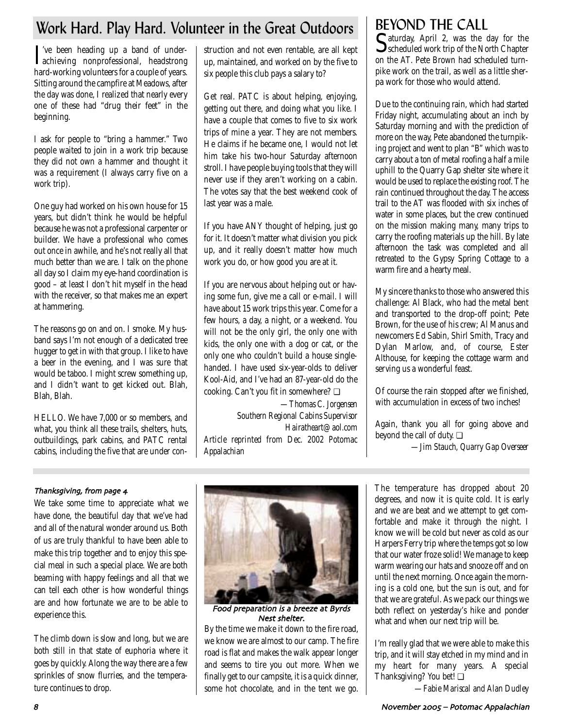## Work Hard. Play Hard. Volunteer in the Great Outdoors

I've been heading up a band of underachieving nonprofessional, headstrong hard-working volunteers for a couple of years. Sitting around the campfire at Meadows, after the day was done, I realized that nearly every one of these had "drug their feet" in the beginning.

I ask for people to "bring a hammer." Two people waited to join in a work trip because they did not own a hammer and thought it was a requirement (I always carry five on a work trip).

One guy had worked on his own house for 15 years, but didn't think he would be helpful because he was not a professional carpenter or builder. We have a professional who comes out once in awhile, and he's not really all that much better than we are. I talk on the phone all day so I claim my eye-hand coordination is good – at least I don't hit myself in the head with the receiver, so that makes me an expert at hammering.

The reasons go on and on. I smoke. My husband says I'm not enough of a dedicated tree hugger to get in with that group. I like to have a beer in the evening, and I was sure that would be taboo. I might screw something up, and I didn't want to get kicked out. Blah, Blah, Blah.

HELLO. We have 7,000 or so members, and what, you think all these trails, shelters, huts, outbuildings, park cabins, and PATC rental cabins, including the five that are under construction and not even rentable, are all kept up, maintained, and worked on by the five to six people this club pays a salary to?

Get real. PATC is about helping, enjoying, getting out there, and doing what you like. I have a couple that comes to five to six work trips of mine a year. They are not members. He claims if he became one, I would not let him take his two-hour Saturday afternoon stroll. I have people buying tools that they will never use if they aren't working on a cabin. The votes say that the best weekend cook of last year was a male.

If you have ANY thought of helping, just go for it. It doesn't matter what division you pick up, and it really doesn't matter how much work you do, or how good you are at it.

If you are nervous about helping out or having some fun, give me a call or e-mail. I will have about 15 work trips this year. Come for a few hours, a day, a night, or a weekend. You will not be the only girl, the only one with kids, the only one with a dog or cat, or the only one who couldn't build a house single-handed. I have used six-year-olds to deliver Kool-Aid, and I've had an 87-year-old do the cooking. Can't you fit in somewhere? ❑

*—Thomas C. Jorgensen*
*Southern Regional Cabins Supervisor*
*Hairatheart@aol.com*

*Article reprinted from Dec. 2002 Potomac Appalachian*

## BEYOND THE CALL

Saturday, April 2, was the day for the scheduled work trip of the North Chapter on the AT. Pete Brown had scheduled turnpike work on the trail, as well as a little sherpa work for those who would attend.

Due to the continuing rain, which had started Friday night, accumulating about an inch by Saturday morning and with the prediction of more on the way, Pete abandoned the turnpiking project and went to plan "B" which was to carry about a ton of metal roofing a half a mile uphill to the Quarry Gap shelter site where it would be used to replace the existing roof. The rain continued throughout the day. The access trail to the AT was flooded with six inches of water in some places, but the crew continued on the mission making many, many trips to carry the roofing materials up the hill. By late afternoon the task was completed and all retreated to the Gypsy Spring Cottage to a warm fire and a hearty meal.

My sincere thanks to those who answered this challenge: Al Black, who had the metal bent and transported to the drop-off point; Pete Brown, for the use of his crew; Al Manus and newcomers Ed Sabin, Shirl Smith, Tracy and Dylan Marlow, and, of course, Ester Althouse, for keeping the cottage warm and serving us a wonderful feast.

Of course the rain stopped after we finished, with accumulation in excess of two inches!

Again, thank you all for going above and beyond the call of duty. ❑

*—Jim Stauch, Quarry Gap Overseer*

*Thanksgiving, from page 4*

We take some time to appreciate what we have done, the beautiful day that we've had and all of the natural wonder around us. Both of us are truly thankful to have been able to make this trip together and to enjoy this special meal in such a special place. We are both beaming with happy feelings and all that we can tell each other is how wonderful things are and how fortunate we are to be able to experience this.

The climb down is slow and long, but we are both still in that state of euphoria where it goes by quickly. Along the way there are a few sprinkles of snow flurries, and the temperature continues to drop.

*Food preparation is a breeze at Byrds Nest shelter.*

By the time we make it down to the fire road, we know we are almost to our camp. The fire road is flat and makes the walk appear longer and seems to tire you out more. When we finally get to our campsite, it is a quick dinner, some hot chocolate, and in the tent we go. The temperature has dropped about 20 degrees, and now it is quite cold. It is early and we are beat and we attempt to get comfortable and make it through the night. I know we will be cold but never as cold as our Harpers Ferry trip where the temps got so low that our water froze solid! We manage to keep warm wearing our hats and snooze off and on until the next morning. Once again the morning is a cold one, but the sun is out, and for that we are grateful. As we pack our things we both reflect on yesterday's hike and ponder what and when our next trip will be.

I'm really glad that we were able to make this trip, and it will stay etched in my mind and in my heart for many years. A special Thanksgiving? You bet! ❑

*—Fabie Mariscal and Alan Dudley*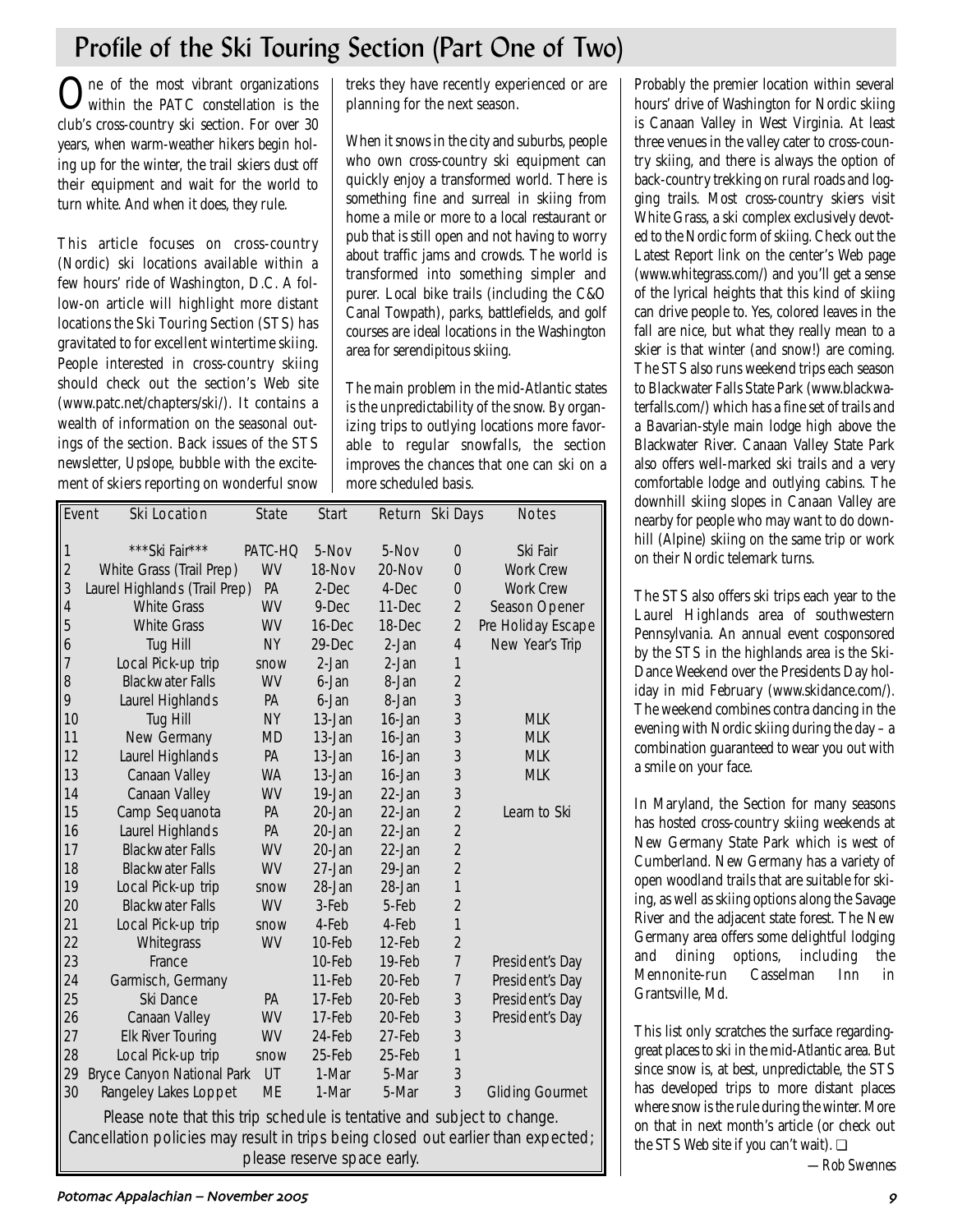# Profile of the Ski Touring Section (Part One of Two)

One of the most vibrant organizations within the PATC constellation is the club's cross-country ski section. For over 30 years, when warm-weather hikers begin holing up for the winter, the trail skiers dust off their equipment and wait for the world to turn white. And when it does, they rule.

This article focuses on cross-country (Nordic) ski locations available within a few hours' ride of Washington, D.C. A follow-on article will highlight more distant locations the Ski Touring Section (STS) has gravitated to for excellent wintertime skiing. People interested in cross-country skiing should check out the section's Web site (www.patc.net/chapters/ski/). It contains a wealth of information on the seasonal outings of the section. Back issues of the STS newsletter, *Upslope*, bubble with the excitement of skiers reporting on wonderful snow treks they have recently experienced or are planning for the next season.

When it snows in the city and suburbs, people who own cross-country ski equipment can quickly enjoy a transformed world. There is something fine and surreal in skiing from home a mile or more to a local restaurant or pub that is still open and not having to worry about traffic jams and crowds. The world is transformed into something simpler and purer. Local bike trails (including the C&O Canal Towpath), parks, battlefields, and golf courses are ideal locations in the Washington area for serendipitous skiing.

The main problem in the mid-Atlantic states is the unpredictability of the snow. By organizing trips to outlying locations more favorable to regular snowfalls, the section improves the chances that one can ski on a more scheduled basis.

| Event | Ski Location | State | Start | Return | Ski Days | Notes |
|---|---|---|---|---|---|---|
| 1 | ***Ski Fair*** | PATC-HQ | 5-Nov | 5-Nov | 0 | Ski Fair |
| 2 | White Grass (Trail Prep) | WV | 18-Nov | 20-Nov | 0 | Work Crew |
| 3 | Laurel Highlands (Trail Prep) | PA | 2-Dec | 4-Dec | 0 | Work Crew |
| 4 | White Grass | WV | 9-Dec | 11-Dec | 2 | Season Opener |
| 5 | White Grass | WV | 16-Dec | 18-Dec | 2 | Pre Holiday Escape |
| 6 | Tug Hill | NY | 29-Dec | 2-Jan | 4 | New Year's Trip |
| 7 | Local Pick-up trip | snow | 2-Jan | 2-Jan | 1 | |
| 8 | Blackwater Falls | WV | 6-Jan | 8-Jan | 2 | |
| 9 | Laurel Highlands | PA | 6-Jan | 8-Jan | 3 | |
| 10 | Tug Hill | NY | 13-Jan | 16-Jan | 3 | MLK |
| 11 | New Germany | MD | 13-Jan | 16-Jan | 3 | MLK |
| 12 | Laurel Highlands | PA | 13-Jan | 16-Jan | 3 | MLK |
| 13 | Canaan Valley | WA | 13-Jan | 16-Jan | 3 | MLK |
| 14 | Canaan Valley | WV | 19-Jan | 22-Jan | 3 | |
| 15 | Camp Sequanota | PA | 20-Jan | 22-Jan | 2 | Learn to Ski |
| 16 | Laurel Highlands | PA | 20-Jan | 22-Jan | 2 | |
| 17 | Blackwater Falls | WV | 20-Jan | 22-Jan | 2 | |
| 18 | Blackwater Falls | WV | 27-Jan | 29-Jan | 2 | |
| 19 | Local Pick-up trip | snow | 28-Jan | 28-Jan | 1 | |
| 20 | Blackwater Falls | WV | 3-Feb | 5-Feb | 2 | |
| 21 | Local Pick-up trip | snow | 4-Feb | 4-Feb | 1 | |
| 22 | Whitegrass | WV | 10-Feb | 12-Feb | 2 | |
| 23 | France | | 10-Feb | 19-Feb | 7 | President's Day |
| 24 | Garmisch, Germany | | 11-Feb | 20-Feb | 7 | President's Day |
| 25 | Ski Dance | PA | 17-Feb | 20-Feb | 3 | President's Day |
| 26 | Canaan Valley | WV | 17-Feb | 20-Feb | 3 | President's Day |
| 27 | Elk River Touring | WV | 24-Feb | 27-Feb | 3 | |
| 28 | Local Pick-up trip | snow | 25-Feb | 25-Feb | 1 | |
| 29 | Bryce Canyon National Park | UT | 1-Mar | 5-Mar | 3 | |
| 30 | Rangeley Lakes Loppet | ME | 1-Mar | 5-Mar | 3 | Gliding Gourmet |

Please note that this trip schedule is tentative and subject to change. Cancellation policies may result in trips being closed out earlier than expected; please reserve space early.

Probably the premier location within several hours' drive of Washington for Nordic skiing is Canaan Valley in West Virginia. At least three venues in the valley cater to cross-country skiing, and there is always the option of back-country trekking on rural roads and logging trails. Most cross-country skiers visit White Grass, a ski complex exclusively devoted to the Nordic form of skiing. Check out the Latest Report link on the center's Web page (www.whitegrass.com/) and you'll get a sense of the lyrical heights that this kind of skiing can drive people to. Yes, colored leaves in the fall are nice, but what they really mean to a skier is that winter (and snow!) are coming. The STS also runs weekend trips each season to Blackwater Falls State Park (www.blackwaterfalls.com/) which has a fine set of trails and a Bavarian-style main lodge high above the Blackwater River. Canaan Valley State Park also offers well-marked ski trails and a very comfortable lodge and outlying cabins. The downhill skiing slopes in Canaan Valley are nearby for people who may want to do downhill (Alpine) skiing on the same trip or work on their Nordic telemark turns.

The STS also offers ski trips each year to the Laurel Highlands area of southwestern Pennsylvania. An annual event cosponsored by the STS in the highlands area is the Ski-Dance Weekend over the Presidents Day holiday in mid February (www.skidance.com/). The weekend combines contra dancing in the evening with Nordic skiing during the day – a combination guaranteed to wear you out with a smile on your face.

In Maryland, the Section for many seasons has hosted cross-country skiing weekends at New Germany State Park which is west of Cumberland. New Germany has a variety of open woodland trails that are suitable for skiing, as well as skiing options along the Savage River and the adjacent state forest. The New Germany area offers some delightful lodging and dining options, including the Mennonite-run Casselman Inn in Grantsville, Md.

This list only scratches the surface regarding great places to ski in the mid-Atlantic area. But since snow is, at best, unpredictable, the STS has developed trips to more distant places where snow is the rule during the winter. More on that in next month's article (or check out the STS Web site if you can't wait). ❑

—*Rob Swennes*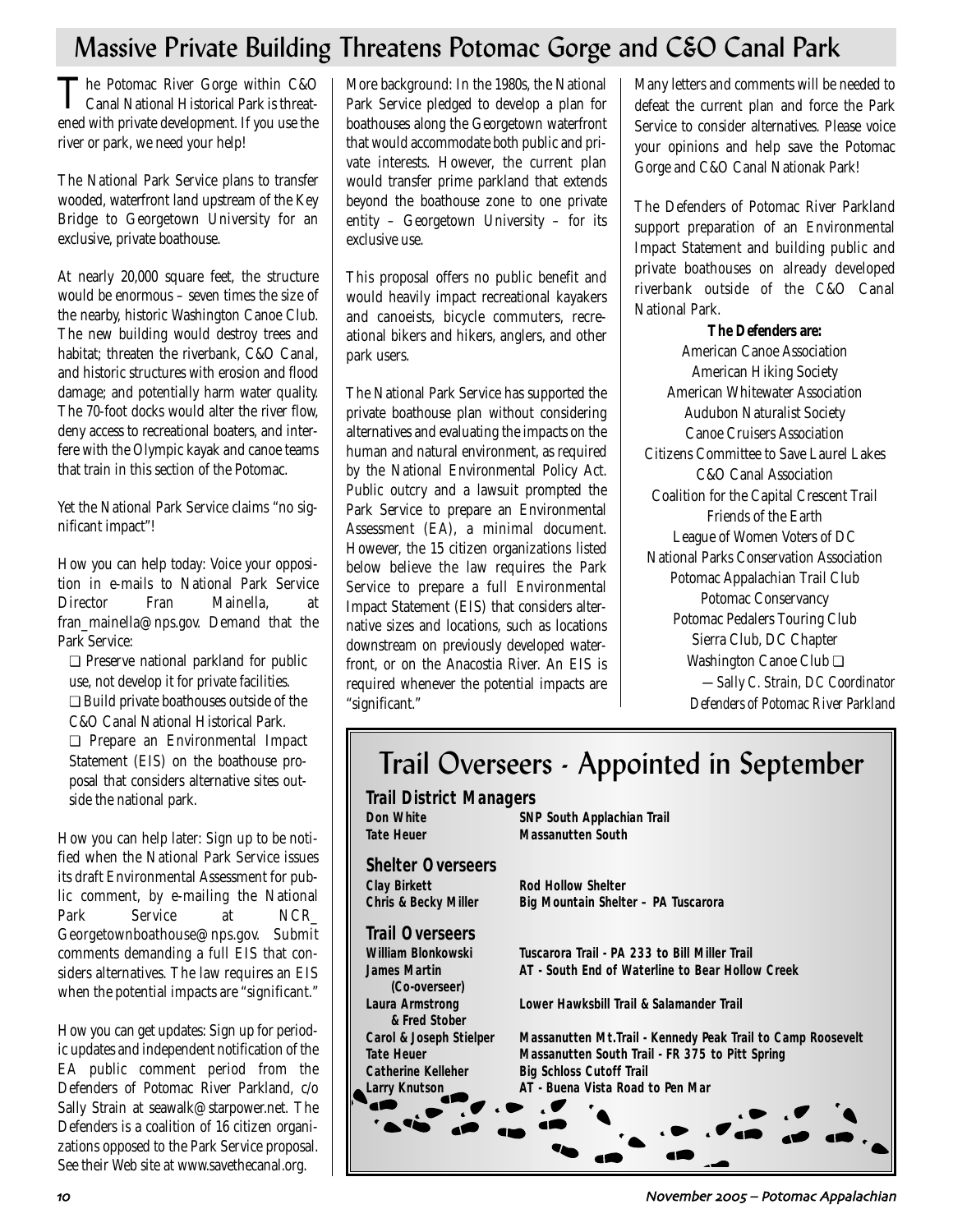# Massive Private Building Threatens Potomac Gorge and C&O Canal Park

The Potomac River Gorge within C&O Canal National Historical Park is threatened with private development. If you use the river or park, we need your help!

The National Park Service plans to transfer wooded, waterfront land upstream of the Key Bridge to Georgetown University for an exclusive, private boathouse.

At nearly 20,000 square feet, the structure would be enormous – seven times the size of the nearby, historic Washington Canoe Club. The new building would destroy trees and habitat; threaten the riverbank, C&O Canal, and historic structures with erosion and flood damage; and potentially harm water quality. The 70-foot docks would alter the river flow, deny access to recreational boaters, and interfere with the Olympic kayak and canoe teams that train in this section of the Potomac.

Yet the National Park Service claims "no significant impact"!

How you can help today: Voice your opposition in e-mails to National Park Service Director Fran Mainella, at fran_mainella@nps.gov. Demand that the Park Service:

❑ Preserve national parkland for public use, not develop it for private facilities.

❑ Build private boathouses outside of the C&O Canal National Historical Park.

❑ Prepare an Environmental Impact Statement (EIS) on the boathouse proposal that considers alternative sites outside the national park.

How you can help later: Sign up to be notified when the National Park Service issues its draft Environmental Assessment for public comment, by e-mailing the National Park Service at NCR_Georgetownboathouse@nps.gov. Submit comments demanding a full EIS that considers alternatives. The law requires an EIS when the potential impacts are "significant."

How you can get updates: Sign up for periodic updates and independent notification of the EA public comment period from the Defenders of Potomac River Parkland, c/o Sally Strain at seawalk@starpower.net. The Defenders is a coalition of 16 citizen organizations opposed to the Park Service proposal. See their Web site at www.savethecanal.org.

More background: In the 1980s, the National Park Service pledged to develop a plan for boathouses along the Georgetown waterfront that would accommodate both public and private interests. However, the current plan would transfer prime parkland that extends beyond the boathouse zone to one private entity – Georgetown University – for its exclusive use.

This proposal offers no public benefit and would heavily impact recreational kayakers and canoeists, bicycle commuters, recreational bikers and hikers, anglers, and other park users.

The National Park Service has supported the private boathouse plan without considering alternatives and evaluating the impacts on the human and natural environment, as required by the National Environmental Policy Act. Public outcry and a lawsuit prompted the Park Service to prepare an Environmental Assessment (EA), a minimal document. However, the 15 citizen organizations listed below believe the law requires the Park Service to prepare a full Environmental Impact Statement (EIS) that considers alternative sizes and locations, such as locations downstream on previously developed waterfront, or on the Anacostia River. An EIS is required whenever the potential impacts are "significant."

Many letters and comments will be needed to defeat the current plan and force the Park Service to consider alternatives. Please voice your opinions and help save the Potomac Gorge and C&O Canal Nationak Park!

The Defenders of Potomac River Parkland support preparation of an Environmental Impact Statement and building public and private boathouses on already developed riverbank outside of the C&O Canal National Park.

**The Defenders are:**

American Canoe Association
American Hiking Society
American Whitewater Association
Audubon Naturalist Society
Canoe Cruisers Association
Citizens Committee to Save Laurel Lakes
C&O Canal Association
Coalition for the Capital Crescent Trail
Friends of the Earth
League of Women Voters of DC
National Parks Conservation Association
Potomac Appalachian Trail Club
Potomac Conservancy
Potomac Pedalers Touring Club
Sierra Club, DC Chapter
Washington Canoe Club ❑

*—Sally C. Strain, DC Coordinator*
*Defenders of Potomac River Parkland*

# Trail Overseers - Appointed in September

## Trail District Managers

| | |
|---|---|
| **Don White** | **SNP South Applachian Trail** |
| **Tate Heuer** | **Massanutten South** |

## Shelter Overseers

| | |
|---|---|
| **Clay Birkett** | **Rod Hollow Shelter** |
| **Chris & Becky Miller** | **Big Mountain Shelter – PA Tuscarora** |

## Trail Overseers

| | |
|---|---|
| **William Blonkowski** | **Tuscarora Trail - PA 233 to Bill Miller Trail** |
| **James Martin (Co-overseer)** | **AT - South End of Waterline to Bear Hollow Creek** |
| **Laura Armstrong & Fred Stober** | **Lower Hawksbill Trail & Salamander Trail** |
| **Carol & Joseph Stielper** | **Massanutten Mt.Trail - Kennedy Peak Trail to Camp Roosevelt** |
| **Tate Heuer** | **Massanutten South Trail - FR 375 to Pitt Spring** |
| **Catherine Kelleher** | **Big Schloss Cutoff Trail** |
| **Larry Knutson** | **AT - Buena Vista Road to Pen Mar** |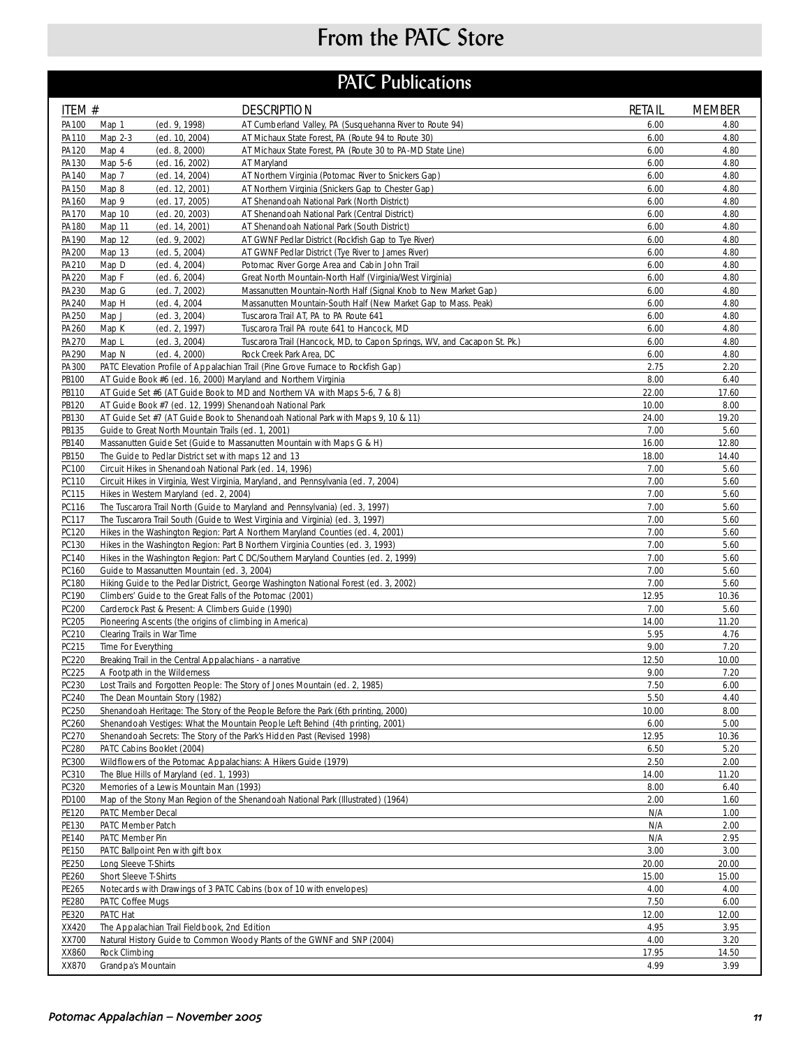# From the PATC Store

## PATC Publications

| ITEM # | DESCRIPTION | RETAIL | MEMBER |
|---|---|---|---|
| PA100 | Map 1 (ed. 9, 1998) AT Cumberland Valley, PA (Susquehanna River to Route 94) | 6.00 | 4.80 |
| PA110 | Map 2-3 (ed. 10, 2004) AT Michaux State Forest, PA (Route 94 to Route 30) | 6.00 | 4.80 |
| PA120 | Map 4 (ed. 8, 2000) AT Michaux State Forest, PA (Route 30 to PA-MD State Line) | 6.00 | 4.80 |
| PA130 | Map 5-6 (ed. 16, 2002) AT Maryland | 6.00 | 4.80 |
| PA140 | Map 7 (ed. 14, 2004) AT Northern Virginia (Potomac River to Snickers Gap) | 6.00 | 4.80 |
| PA150 | Map 8 (ed. 12, 2001) AT Northern Virginia (Snickers Gap to Chester Gap) | 6.00 | 4.80 |
| PA160 | Map 9 (ed. 17, 2005) AT Shenandoah National Park (North District) | 6.00 | 4.80 |
| PA170 | Map 10 (ed. 20, 2003) AT Shenandoah National Park (Central District) | 6.00 | 4.80 |
| PA180 | Map 11 (ed. 14, 2001) AT Shenandoah National Park (South District) | 6.00 | 4.80 |
| PA190 | Map 12 (ed. 9, 2002) AT GWNF Pedlar District (Rockfish Gap to Tye River) | 6.00 | 4.80 |
| PA200 | Map 13 (ed. 5, 2004) AT GWNF Pedlar District (Tye River to James River) | 6.00 | 4.80 |
| PA210 | Map D (ed. 4, 2004) Potomac River Gorge Area and Cabin John Trail | 6.00 | 4.80 |
| PA220 | Map F (ed. 6, 2004) Great North Mountain-North Half (Virginia/West Virginia) | 6.00 | 4.80 |
| PA230 | Map G (ed. 7, 2002) Massanutten Mountain-North Half (Signal Knob to New Market Gap) | 6.00 | 4.80 |
| PA240 | Map H (ed. 4, 2004 Massanutten Mountain-South Half (New Market Gap to Mass. Peak) | 6.00 | 4.80 |
| PA250 | Map J (ed. 3, 2004) Tuscarora Trail AT, PA to PA Route 641 | 6.00 | 4.80 |
| PA260 | Map K (ed. 2, 1997) Tuscarora Trail PA route 641 to Hancock, MD | 6.00 | 4.80 |
| PA270 | Map L (ed. 3, 2004) Tuscarora Trail (Hancock, MD, to Capon Springs, WV, and Cacapon St. Pk.) | 6.00 | 4.80 |
| PA290 | Map N (ed. 4, 2000) Rock Creek Park Area, DC | 6.00 | 4.80 |
| PA300 | PATC Elevation Profile of Appalachian Trail (Pine Grove Furnace to Rockfish Gap) | 2.75 | 2.20 |
| PB100 | AT Guide Book #6 (ed. 16, 2000) Maryland and Northern Virginia | 8.00 | 6.40 |
| PB110 | AT Guide Set #6 (AT Guide Book to MD and Northern VA with Maps 5-6, 7 & 8) | 22.00 | 17.60 |
| PB120 | AT Guide Book #7 (ed. 12, 1999) Shenandoah National Park | 10.00 | 8.00 |
| PB130 | AT Guide Set #7 (AT Guide Book to Shenandoah National Park with Maps 9, 10 & 11) | 24.00 | 19.20 |
| PB135 | Guide to Great North Mountain Trails (ed. 1, 2001) | 7.00 | 5.60 |
| PB140 | Massanutten Guide Set (Guide to Massanutten Mountain with Maps G & H) | 16.00 | 12.80 |
| PB150 | The Guide to Pedlar District set with maps 12 and 13 | 18.00 | 14.40 |
| PC100 | Circuit Hikes in Shenandoah National Park (ed. 14, 1996) | 7.00 | 5.60 |
| PC110 | Circuit Hikes in Virginia, West Virginia, Maryland, and Pennsylvania (ed. 7, 2004) | 7.00 | 5.60 |
| PC115 | Hikes in Western Maryland (ed. 2, 2004) | 7.00 | 5.60 |
| PC116 | The Tuscarora Trail North (Guide to Maryland and Pennsylvania) (ed. 3, 1997) | 7.00 | 5.60 |
| PC117 | The Tuscarora Trail South (Guide to West Virginia and Virginia) (ed. 3, 1997) | 7.00 | 5.60 |
| PC120 | Hikes in the Washington Region: Part A Northern Maryland Counties (ed. 4, 2001) | 7.00 | 5.60 |
| PC130 | Hikes in the Washington Region: Part B Northern Virginia Counties (ed. 3, 1993) | 7.00 | 5.60 |
| PC140 | Hikes in the Washington Region: Part C DC/Southern Maryland Counties (ed. 2, 1999) | 7.00 | 5.60 |
| PC160 | Guide to Massanutten Mountain (ed. 3, 2004) | 7.00 | 5.60 |
| PC180 | Hiking Guide to the Pedlar District, George Washington National Forest (ed. 3, 2002) | 7.00 | 5.60 |
| PC190 | Climbers' Guide to the Great Falls of the Potomac (2001) | 12.95 | 10.36 |
| PC200 | Carderock Past & Present: A Climbers Guide (1990) | 7.00 | 5.60 |
| PC205 | Pioneering Ascents (the origins of climbing in America) | 14.00 | 11.20 |
| PC210 | Clearing Trails in War Time | 5.95 | 4.76 |
| PC215 | Time For Everything | 9.00 | 7.20 |
| PC220 | Breaking Trail in the Central Appalachians - a narrative | 12.50 | 10.00 |
| PC225 | A Footpath in the Wilderness | 9.00 | 7.20 |
| PC230 | Lost Trails and Forgotten People: The Story of Jones Mountain (ed. 2, 1985) | 7.50 | 6.00 |
| PC240 | The Dean Mountain Story (1982) | 5.50 | 4.40 |
| PC250 | Shenandoah Heritage: The Story of the People Before the Park (6th printing, 2000) | 10.00 | 8.00 |
| PC260 | Shenandoah Vestiges: What the Mountain People Left Behind (4th printing, 2001) | 6.00 | 5.00 |
| PC270 | Shenandoah Secrets: The Story of the Park's Hidden Past (Revised 1998) | 12.95 | 10.36 |
| PC280 | PATC Cabins Booklet (2004) | 6.50 | 5.20 |
| PC300 | Wildflowers of the Potomac Appalachians: A Hikers Guide (1979) | 2.50 | 2.00 |
| PC310 | The Blue Hills of Maryland (ed. 1, 1993) | 14.00 | 11.20 |
| PC320 | Memories of a Lewis Mountain Man (1993) | 8.00 | 6.40 |
| PD100 | Map of the Stony Man Region of the Shenandoah National Park (Illustrated) (1964) | 2.00 | 1.60 |
| PE120 | PATC Member Decal | N/A | 1.00 |
| PE130 | PATC Member Patch | N/A | 2.00 |
| PE140 | PATC Member Pin | N/A | 2.95 |
| PE150 | PATC Ballpoint Pen with gift box | 3.00 | 3.00 |
| PE250 | Long Sleeve T-Shirts | 20.00 | 20.00 |
| PE260 | Short Sleeve T-Shirts | 15.00 | 15.00 |
| PE265 | Notecards with Drawings of 3 PATC Cabins (box of 10 with envelopes) | 4.00 | 4.00 |
| PE280 | PATC Coffee Mugs | 7.50 | 6.00 |
| PE320 | PATC Hat | 12.00 | 12.00 |
| XX420 | The Appalachian Trail Fieldbook, 2nd Edition | 4.95 | 3.95 |
| XX700 | Natural History Guide to Common Woody Plants of the GWNF and SNP (2004) | 4.00 | 3.20 |
| XX860 | Rock Climbing | 17.95 | 14.50 |
| XX870 | Grandpa's Mountain | 4.99 | 3.99 |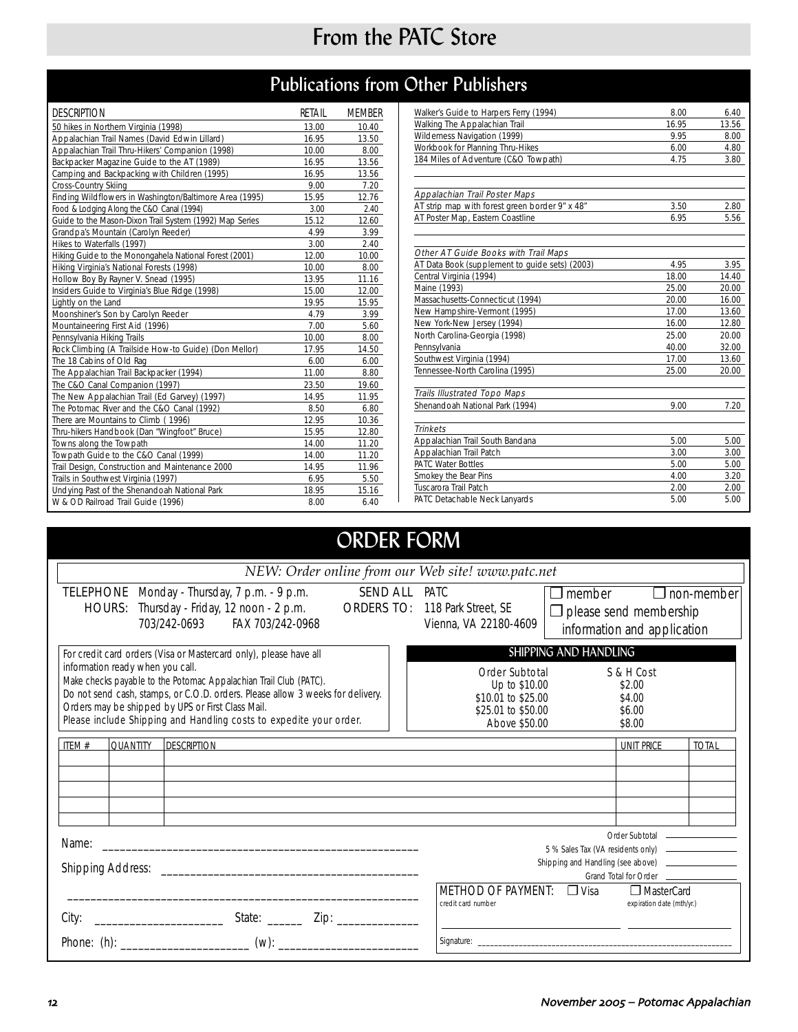# From the PATC Store

## Publications from Other Publishers

| DESCRIPTION | RETAIL | MEMBER |
|---|---|---|
| 50 hikes in Northern Virginia (1998) | 13.00 | 10.40 |
| Appalachian Trail Names (David Edwin Lillard) | 16.95 | 13.50 |
| Appalachian Trail Thru-Hikers' Companion (1998) | 10.00 | 8.00 |
| Backpacker Magazine Guide to the AT (1989) | 16.95 | 13.56 |
| Camping and Backpacking with Children (1995) | 16.95 | 13.56 |
| Cross-Country Skiing | 9.00 | 7.20 |
| Finding Wildflowers in Washington/Baltimore Area (1995) | 15.95 | 12.76 |
| Food & Lodging Along the C&O Canal (1994) | 3.00 | 2.40 |
| Guide to the Mason-Dixon Trail System (1992) Map Series | 15.12 | 12.60 |
| Grandpa's Mountain (Carolyn Reeder) | 4.99 | 3.99 |
| Hikes to Waterfalls (1997) | 3.00 | 2.40 |
| Hiking Guide to the Monongahela National Forest (2001) | 12.00 | 10.00 |
| Hiking Virginia's National Forests (1998) | 10.00 | 8.00 |
| Hollow Boy By Rayner V. Snead (1995) | 13.95 | 11.16 |
| Insiders Guide to Virginia's Blue Ridge (1998) | 15.00 | 12.00 |
| Lightly on the Land | 19.95 | 15.95 |
| Moonshiner's Son by Carolyn Reeder | 4.79 | 3.99 |
| Mountaineering First Aid (1996) | 7.00 | 5.60 |
| Pennsylvania Hiking Trails | 10.00 | 8.00 |
| Rock Climbing (A Trailside How-to Guide) (Don Mellor) | 17.95 | 14.50 |
| The 18 Cabins of Old Rag | 6.00 | 6.00 |
| The Appalachian Trail Backpacker (1994) | 11.00 | 8.80 |
| The C&O Canal Companion (1997) | 23.50 | 19.60 |
| The New Appalachian Trail (Ed Garvey) (1997) | 14.95 | 11.95 |
| The Potomac River and the C&O Canal (1992) | 8.50 | 6.80 |
| There are Mountains to Climb ( 1996) | 12.95 | 10.36 |
| Thru-hikers Handbook (Dan "Wingfoot" Bruce) | 15.95 | 12.80 |
| Towns along the Towpath | 14.00 | 11.20 |
| Towpath Guide to the C&O Canal (1999) | 14.00 | 11.20 |
| Trail Design, Construction and Maintenance 2000 | 14.95 | 11.96 |
| Trails in Southwest Virginia (1997) | 6.95 | 5.50 |
| Undying Past of the Shenandoah National Park | 18.95 | 15.16 |
| W & OD Railroad Trail Guide (1996) | 8.00 | 6.40 |
| Walker's Guide to Harpers Ferry (1994) | 8.00 | 6.40 |
| Walking The Appalachian Trail | 16.95 | 13.56 |
| Wilderness Navigation (1999) | 9.95 | 8.00 |
| Workbook for Planning Thru-Hikes | 6.00 | 4.80 |
| 184 Miles of Adventure (C&O Towpath) | 4.75 | 3.80 |
| *Appalachian Trail Poster Maps* | | |
| AT strip map with forest green border 9" x 48" | 3.50 | 2.80 |
| AT Poster Map, Eastern Coastline | 6.95 | 5.56 |
| *Other AT Guide Books with Trail Maps* | | |
| AT Data Book (supplement to guide sets) (2003) | 4.95 | 3.95 |
| Central Virginia (1994) | 18.00 | 14.40 |
| Maine (1993) | 25.00 | 20.00 |
| Massachusetts-Connecticut (1994) | 20.00 | 16.00 |
| New Hampshire-Vermont (1995) | 17.00 | 13.60 |
| New York-New Jersey (1994) | 16.00 | 12.80 |
| North Carolina-Georgia (1998) | 25.00 | 20.00 |
| Pennsylvania | 40.00 | 32.00 |
| Southwest Virginia (1994) | 17.00 | 13.60 |
| Tennessee-North Carolina (1995) | 25.00 | 20.00 |
| *Trails Illustrated Topo Maps* | | |
| Shenandoah National Park (1994) | 9.00 | 7.20 |
| *Trinkets* | | |
| Appalachian Trail South Bandana | 5.00 | 5.00 |
| Appalachian Trail Patch | 3.00 | 3.00 |
| PATC Water Bottles | 5.00 | 5.00 |
| Smokey the Bear Pins | 4.00 | 3.20 |
| Tuscarora Trail Patch | 2.00 | 2.00 |
| PATC Detachable Neck Lanyards | 5.00 | 5.00 |

## ORDER FORM

*NEW: Order online from our Web site! www.patc.net*

TELEPHONE HOURS: Monday - Thursday, 7 p.m. - 9 p.m.
Thursday - Friday, 12 noon - 2 p.m.
703/242-0693 FAX 703/242-0968

SEND ALL ORDERS TO: PATC
118 Park Street, SE
Vienna, VA 22180-4609

☐ member ☐ non-member
☐ please send membership information and application

For credit card orders (Visa or Mastercard only), please have all information ready when you call.
Make checks payable to the Potomac Appalachian Trail Club (PATC).
Do not send cash, stamps, or C.O.D. orders. Please allow 3 weeks for delivery.
Orders may be shipped by UPS or First Class Mail.
Please include Shipping and Handling costs to expedite your order.

### SHIPPING AND HANDLING

| Order Subtotal | S & H Cost |
|---|---|
| Up to $10.00 | $2.00 |
| $10.01 to $25.00 | $4.00 |
| $25.01 to $50.00 | $6.00 |
| Above $50.00 | $8.00 |

| ITEM # | QUANTITY | DESCRIPTION | UNIT PRICE | TOTAL |
|---|---|---|---|---|
| | | | | |
| | | | | |
| | | | | |
| | | | | |
| | | | | |

Name: ______________________________________________________

Shipping Address: ____________________________________________

_____________________________________________________________

City: ____________________ State: ______ Zip: _____________

Phone: (h): ____________________ (w): _____________________

Order Subtotal ____________
5 % Sales Tax (VA residents only) ____________
Shipping and Handling (see above) ____________
Grand Total for Order ____________

METHOD OF PAYMENT: ☐ Visa ☐ MasterCard
credit card number ____________ expiration date (mth/yr.) ____________

Signature: ____________________________________________________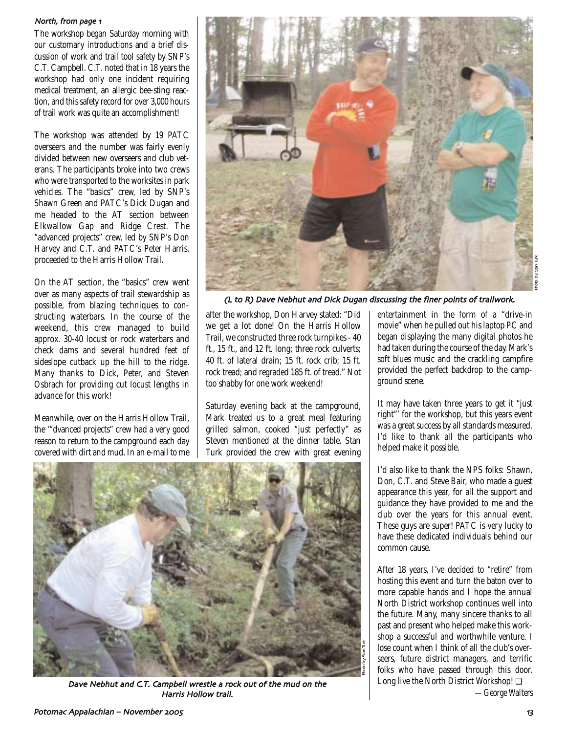*North, from page 1*

The workshop began Saturday morning with our customary introductions and a brief discussion of work and trail tool safety by SNP's C.T. Campbell. C.T. noted that in 18 years the workshop had only one incident requiring medical treatment, an allergic bee-sting reaction, and this safety record for over 3,000 hours of trail work was quite an accomplishment!

The workshop was attended by 19 PATC overseers and the number was fairly evenly divided between new overseers and club veterans. The participants broke into two crews who were transported to the worksites in park vehicles. The "basics" crew, led by SNP's Shawn Green and PATC's Dick Dugan and me headed to the AT section between Elkwallow Gap and Ridge Crest. The "advanced projects" crew, led by SNP's Don Harvey and C.T. and PATC's Peter Harris, proceeded to the Harris Hollow Trail.

On the AT section, the "basics" crew went over as many aspects of trail stewardship as possible, from blazing techniques to constructing waterbars. In the course of the weekend, this crew managed to build approx. 30-40 locust or rock waterbars and check dams and several hundred feet of sideslope cutback up the hill to the ridge. Many thanks to Dick, Peter, and Steven Osbrach for providing cut locust lengths in advance for this work!

Meanwhile, over on the Harris Hollow Trail, the '"dvanced projects" crew had a very good reason to return to the campground each day covered with dirt and mud. In an e-mail to me after the workshop, Don Harvey stated: "Did we get a lot done! On the Harris Hollow Trail, we constructed three rock turnpikes - 40 ft., 15 ft., and 12 ft. long; three rock culverts; 40 ft. of lateral drain; 15 ft. rock crib; 15 ft. rock tread; and regraded 185 ft. of tread." Not too shabby for one work weekend!

*(L to R) Dave Nebhut and Dick Dugan discussing the finer points of trailwork.*

Photo by Stan Turk

Saturday evening back at the campground, Mark treated us to a great meal featuring grilled salmon, cooked "just perfectly" as Steven mentioned at the dinner table. Stan Turk provided the crew with great evening entertainment in the form of a "drive-in movie" when he pulled out his laptop PC and began displaying the many digital photos he had taken during the course of the day. Mark's soft blues music and the crackling campfire provided the perfect backdrop to the campground scene.

It may have taken three years to get it "just right"' for the workshop, but this years event was a great success by all standards measured. I'd like to thank all the participants who helped make it possible.

I'd also like to thank the NPS folks: Shawn, Don, C.T. and Steve Bair, who made a guest appearance this year, for all the support and guidance they have provided to me and the club over the years for this annual event. These guys are super! PATC is very lucky to have these dedicated individuals behind our common cause.

After 18 years, I've decided to "retire" from hosting this event and turn the baton over to more capable hands and I hope the annual North District workshop continues well into the future. Many, many sincere thanks to all past and present who helped make this workshop a successful and worthwhile venture. I lose count when I think of all the club's overseers, future district managers, and terrific folks who have passed through this door. Long live the North District Workshop! ❑

—*George Walters*

*Dave Nebhut and C.T. Campbell wrestle a rock out of the mud on the Harris Hollow trail.*

Photo by Stan Turk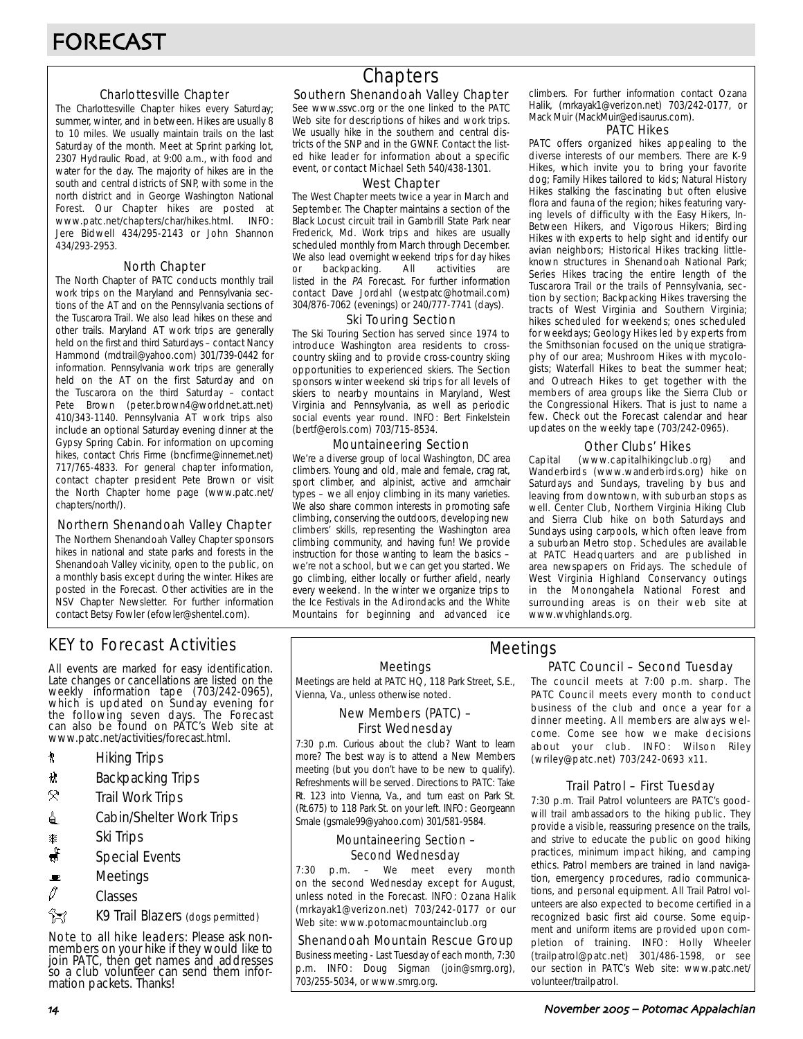# FORECAST

## Chapters

### Charlottesville Chapter

The Charlottesville Chapter hikes every Saturday; summer, winter, and in between. Hikes are usually 8 to 10 miles. We usually maintain trails on the last Saturday of the month. Meet at Sprint parking lot, 2307 Hydraulic Road, at 9:00 a.m., with food and water for the day. The majority of hikes are in the south and central districts of SNP, with some in the north district and in George Washington National Forest. Our Chapter hikes are posted at www.patc.net/chapters/char/hikes.html. INFO: Jere Bidwell 434/295-2143 or John Shannon 434/293-2953.

### North Chapter

The North Chapter of PATC conducts monthly trail work trips on the Maryland and Pennsylvania sections of the AT and on the Pennsylvania sections of the Tuscarora Trail. We also lead hikes on these and other trails. Maryland AT work trips are generally held on the first and third Saturdays – contact Nancy Hammond (mdtrail@yahoo.com) 301/739-0442 for information. Pennsylvania work trips are generally held on the AT on the first Saturday and on the Tuscarora on the third Saturday – contact Pete Brown (peter.brown4@worldnet.att.net) 410/343-1140. Pennsylvania AT work trips also include an optional Saturday evening dinner at the Gypsy Spring Cabin. For information on upcoming hikes, contact Chris Firme (bncfirme@innernet.net) 717/765-4833. For general chapter information, contact chapter president Pete Brown or visit the North Chapter home page (www.patc.net/chapters/north/).

### Northern Shenandoah Valley Chapter

The Northern Shenandoah Valley Chapter sponsors hikes in national and state parks and forests in the Shenandoah Valley vicinity, open to the public, on a monthly basis except during the winter. Hikes are posted in the Forecast. Other activities are in the NSV Chapter Newsletter. For further information contact Betsy Fowler (efowler@shentel.com).

### Southern Shenandoah Valley Chapter

See www.ssvc.org or the one linked to the PATC Web site for descriptions of hikes and work trips. We usually hike in the southern and central districts of the SNP and in the GWNF. Contact the listed hike leader for information about a specific event, or contact Michael Seth 540/438-1301.

### West Chapter

The West Chapter meets twice a year in March and September. The Chapter maintains a section of the Black Locust circuit trail in Gambrill State Park near Frederick, Md. Work trips and hikes are usually scheduled monthly from March through December. We also lead overnight weekend trips for day hikes or backpacking. All activities are listed in the *PA* Forecast. For further information contact Dave Jordahl (westpatc@hotmail.com) 304/876-7062 (evenings) or 240/777-7741 (days).

### Ski Touring Section

The Ski Touring Section has served since 1974 to introduce Washington area residents to cross-country skiing and to provide cross-country skiing opportunities to experienced skiers. The Section sponsors winter weekend ski trips for all levels of skiers to nearby mountains in Maryland, West Virginia and Pennsylvania, as well as periodic social events year round. INFO: Bert Finkelstein (bertf@erols.com) 703/715-8534.

### Mountaineering Section

We're a diverse group of local Washington, DC area climbers. Young and old, male and female, crag rat, sport climber, and alpinist, active and armchair types – we all enjoy climbing in its many varieties. We also share common interests in promoting safe climbing, conserving the outdoors, developing new climbers' skills, representing the Washington area climbing community, and having fun! We provide instruction for those wanting to learn the basics – we're not a school, but we can get you started. We go climbing, either locally or further afield, nearly every weekend. In the winter we organize trips to the Ice Festivals in the Adirondacks and the White Mountains for beginning and advanced ice climbers. For further information contact Ozana Halik, (mrkayak1@verizon.net) 703/242-0177, or Mack Muir (MackMuir@edisaurus.com).

### PATC Hikes

PATC offers organized hikes appealing to the diverse interests of our members. There are K-9 Hikes, which invite you to bring your favorite dog; Family Hikes tailored to kids; Natural History Hikes stalking the fascinating but often elusive flora and fauna of the region; hikes featuring varying levels of difficulty with the Easy Hikers, In-Between Hikers, and Vigorous Hikers; Birding Hikes with experts to help sight and identify our avian neighbors; Historical Hikes tracking little-known structures in Shenandoah National Park; Series Hikes tracing the entire length of the Tuscarora Trail or the trails of Pennsylvania, section by section; Backpacking Hikes traversing the tracts of West Virginia and Southern Virginia; hikes scheduled for weekends; ones scheduled for weekdays; Geology Hikes led by experts from the Smithsonian focused on the unique stratigraphy of our area; Mushroom Hikes with mycologists; Waterfall Hikes to beat the summer heat; and Outreach Hikes to get together with the members of area groups like the Sierra Club or the Congressional Hikers. That is just to name a few. Check out the Forecast calendar and hear updates on the weekly tape (703/242-0965).

### Other Clubs' Hikes

Capital (www.capitalhikingclub.org) and Wanderbirds (www.wanderbirds.org) hike on Saturdays and Sundays, traveling by bus and leaving from downtown, with suburban stops as well. Center Club, Northern Virginia Hiking Club and Sierra Club hike on both Saturdays and Sundays using carpools, which often leave from a suburban Metro stop. Schedules are available at PATC Headquarters and are published in area newspapers on Fridays. The schedule of West Virginia Highland Conservancy outings in the Monongahela National Forest and surrounding areas is on their web site at www.wvhighlands.org.

## KEY to Forecast Activities

All events are marked for easy identification. Late changes or cancellations are listed on the weekly information tape (703/242-0965), which is updated on Sunday evening for the following seven days. The Forecast can also be found on PATC's Web site at www.patc.net/activities/forecast.html.

- Hiking Trips
- Backpacking Trips
- Trail Work Trips
- Cabin/Shelter Work Trips
- Ski Trips
- Special Events
- Meetings
- Classes
- K9 Trail Blazers (dogs permitted)

Note to all hike leaders: Please ask non-members on your hike if they would like to join PATC, then get names and addresses so a club volunteer can send them information packets. Thanks!

## Meetings

### Meetings

Meetings are held at PATC HQ, 118 Park Street, S.E., Vienna, Va., unless otherwise noted.

### New Members (PATC) – First Wednesday

7:30 p.m. Curious about the club? Want to learn more? The best way is to attend a New Members meeting (but you don't have to be new to qualify). Refreshments will be served. Directions to PATC: Take Rt. 123 into Vienna, Va., and turn east on Park St. (Rt.675) to 118 Park St. on your left. INFO: Georgeann Smale (gsmale99@yahoo.com) 301/581-9584.

### Mountaineering Section – Second Wednesday

7:30 p.m. – We meet every month on the second Wednesday except for August, unless noted in the Forecast. INFO: Ozana Halik (mrkayak1@verizon.net) 703/242-0177 or our Web site: www.potomacmountainclub.org

### Shenandoah Mountain Rescue Group

Business meeting - Last Tuesday of each month, 7:30 p.m. INFO: Doug Sigman (join@smrg.org), 703/255-5034, or www.smrg.org.

### PATC Council – Second Tuesday

The council meets at 7:00 p.m. sharp. The PATC Council meets every month to conduct business of the club and once a year for a dinner meeting. All members are always welcome. Come see how we make decisions about your club. INFO: Wilson Riley (wriley@patc.net) 703/242-0693 x11.

### Trail Patrol – First Tuesday

7:30 p.m. Trail Patrol volunteers are PATC's goodwill trail ambassadors to the hiking public. They provide a visible, reassuring presence on the trails, and strive to educate the public on good hiking practices, minimum impact hiking, and camping ethics. Patrol members are trained in land navigation, emergency procedures, radio communications, and personal equipment. All Trail Patrol volunteers are also expected to become certified in a recognized basic first aid course. Some equipment and uniform items are provided upon completion of training. INFO: Holly Wheeler (trailpatrol@patc.net) 301/486-1598, or see our section in PATC's Web site: www.patc.net/volunteer/trailpatrol.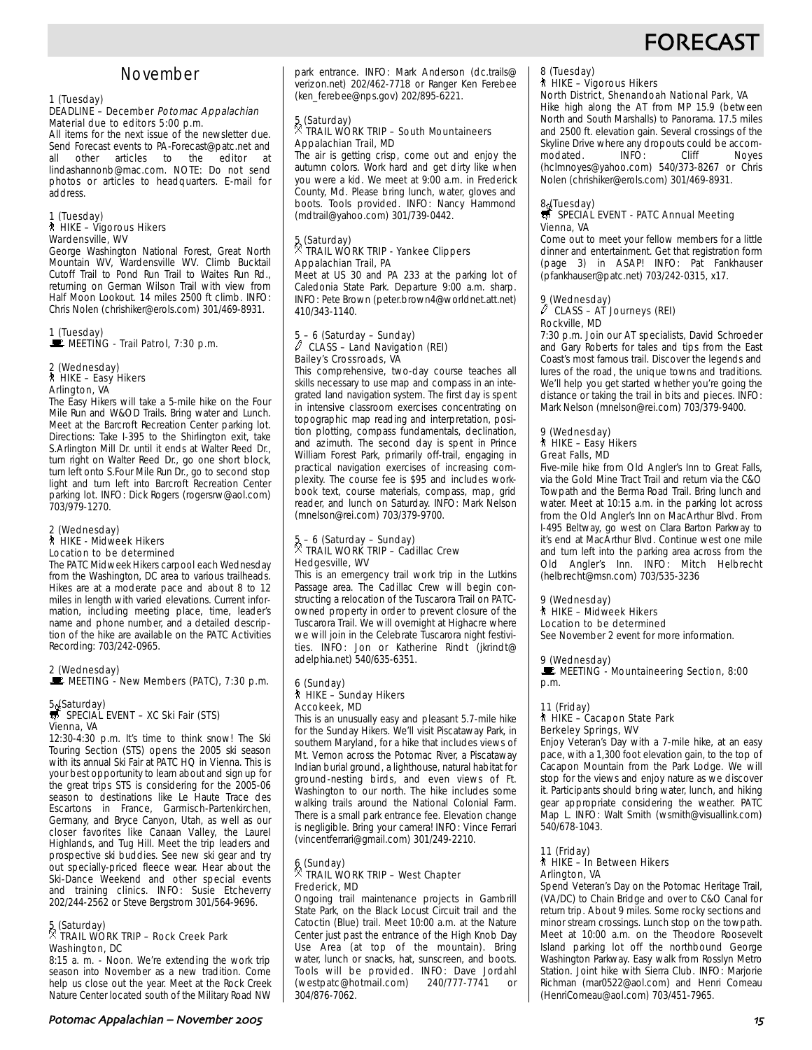# FORECAST

## November

1 (Tuesday)
DEADLINE – December *Potomac Appalachian*
Material due to editors 5:00 p.m.
All items for the next issue of the newsletter due. Send Forecast events to PA-Forecast@patc.net and all other articles to the editor at lindashannonb@mac.com. NOTE: Do not send photos or articles to headquarters. E-mail for address.

1 (Tuesday)
HIKE – Vigorous Hikers
Wardensville, WV
George Washington National Forest, Great North Mountain WV, Wardensville WV. Climb Bucktail Cutoff Trail to Pond Run Trail to Waites Run Rd., returning on German Wilson Trail with view from Half Moon Lookout. 14 miles 2500 ft climb. INFO: Chris Nolen (chrishiker@erols.com) 301/469-8931.

1 (Tuesday)
MEETING - Trail Patrol, 7:30 p.m.

2 (Wednesday)
HIKE – Easy Hikers
Arlington, VA
The Easy Hikers will take a 5-mile hike on the Four Mile Run and W&OD Trails. Bring water and Lunch. Meet at the Barcroft Recreation Center parking lot. Directions: Take I-395 to the Shirlington exit, take S.Arlington Mill Dr. until it ends at Walter Reed Dr., turn right on Walter Reed Dr., go one short block, turn left onto S.Four Mile Run Dr., go to second stop light and turn left into Barcroft Recreation Center parking lot. INFO: Dick Rogers (rogersrw@aol.com) 703/979-1270.

2 (Wednesday)
HIKE - Midweek Hikers
Location to be determined
The PATC Midweek Hikers carpool each Wednesday from the Washington, DC area to various trailheads. Hikes are at a moderate pace and about 8 to 12 miles in length with varied elevations. Current information, including meeting place, time, leader's name and phone number, and a detailed description of the hike are available on the PATC Activities Recording: 703/242-0965.

2 (Wednesday)
MEETING - New Members (PATC), 7:30 p.m.

5 (Saturday)
SPECIAL EVENT – XC Ski Fair (STS)
Vienna, VA
12:30-4:30 p.m. It's time to think snow! The Ski Touring Section (STS) opens the 2005 ski season with its annual Ski Fair at PATC HQ in Vienna. This is your best opportunity to learn about and sign up for the great trips STS is considering for the 2005-06 season to destinations like Le Haute Trace des Escartons in France, Garmisch-Partenkirchen, Germany, and Bryce Canyon, Utah, as well as our closer favorites like Canaan Valley, the Laurel Highlands, and Tug Hill. Meet the trip leaders and prospective ski buddies. See new ski gear and try out specially-priced fleece wear. Hear about the Ski-Dance Weekend and other special events and training clinics. INFO: Susie Etcheverry 202/244-2562 or Steve Bergstrom 301/564-9696.

5 (Saturday)
TRAIL WORK TRIP – Rock Creek Park
Washington, DC
8:15 a. m. - Noon. We're extending the work trip season into November as a new tradition. Come help us close out the year. Meet at the Rock Creek Nature Center located south of the Military Road NW park entrance. INFO: Mark Anderson (dc.trails@verizon.net) 202/462-7718 or Ranger Ken Ferebee (ken_ferebee@nps.gov) 202/895-6221.

5 (Saturday)
TRAIL WORK TRIP – South Mountaineers
Appalachian Trail, MD
The air is getting crisp, come out and enjoy the autumn colors. Work hard and get dirty like when you were a kid. We meet at 9:00 a.m. in Frederick County, Md. Please bring lunch, water, gloves and boots. Tools provided. INFO: Nancy Hammond (mdtrail@yahoo.com) 301/739-0442.

5 (Saturday)
TRAIL WORK TRIP - Yankee Clippers
Appalachian Trail, PA
Meet at US 30 and PA 233 at the parking lot of Caledonia State Park. Departure 9:00 a.m. sharp. INFO: Pete Brown (peter.brown4@worldnet.att.net) 410/343-1140.

5 – 6 (Saturday – Sunday)
CLASS – Land Navigation (REI)
Bailey's Crossroads, VA
This comprehensive, two-day course teaches all skills necessary to use map and compass in an integrated land navigation system. The first day is spent in intensive classroom exercises concentrating on topographic map reading and interpretation, position plotting, compass fundamentals, declination, and azimuth. The second day is spent in Prince William Forest Park, primarily off-trail, engaging in practical navigation exercises of increasing complexity. The course fee is $95 and includes workbook text, course materials, compass, map, grid reader, and lunch on Saturday. INFO: Mark Nelson (mnelson@rei.com) 703/379-9700.

5 – 6 (Saturday – Sunday)
TRAIL WORK TRIP – Cadillac Crew
Hedgesville, WV
This is an emergency trail work trip in the Lutkins Passage area. The Cadillac Crew will begin constructing a relocation of the Tuscarora Trail on PATC-owned property in order to prevent closure of the Tuscarora Trail. We will overnight at Highacre where we will join in the Celebrate Tuscarora night festivities. INFO: Jon or Katherine Rindt (jkrindt@adelphia.net) 540/635-6351.

6 (Sunday)
HIKE – Sunday Hikers
Accokeek, MD
This is an unusually easy and pleasant 5.7-mile hike for the Sunday Hikers. We'll visit Piscataway Park, in southern Maryland, for a hike that includes views of Mt. Vernon across the Potomac River, a Piscataway Indian burial ground, a lighthouse, natural habitat for ground-nesting birds, and even views of Ft. Washington to our north. The hike includes some walking trails around the National Colonial Farm. There is a small park entrance fee. Elevation change is negligible. Bring your camera! INFO: Vince Ferrari (vincentferrari@gmail.com) 301/249-2210.

6 (Sunday)
TRAIL WORK TRIP – West Chapter
Frederick, MD
Ongoing trail maintenance projects in Gambrill State Park, on the Black Locust Circuit trail and the Catoctin (Blue) trail. Meet 10:00 a.m. at the Nature Center just past the entrance of the High Knob Day Use Area (at top of the mountain). Bring water, lunch or snacks, hat, sunscreen, and boots. Tools will be provided. INFO: Dave Jordahl (westpatc@hotmail.com) 240/777-7741 or 304/876-7062.

8 (Tuesday)
HIKE – Vigorous Hikers
North District, Shenandoah National Park, VA
Hike high along the AT from MP 15.9 (between North and South Marshalls) to Panorama. 17.5 miles and 2500 ft. elevation gain. Several crossings of the Skyline Drive where any dropouts could be accommodated. INFO: Cliff Noyes (hclmnoyes@yahoo.com) 540/373-8267 or Chris Nolen (chrishiker@erols.com) 301/469-8931.

8 (Tuesday)
SPECIAL EVENT - PATC Annual Meeting
Vienna, VA
Come out to meet your fellow members for a little dinner and entertainment. Get that registration form (page 3) in ASAP! INFO: Pat Fankhauser (pfankhauser@patc.net) 703/242-0315, x17.

9 (Wednesday)
CLASS – AT Journeys (REI)
Rockville, MD
7:30 p.m. Join our AT specialists, David Schroeder and Gary Roberts for tales and tips from the East Coast's most famous trail. Discover the legends and lures of the road, the unique towns and traditions. We'll help you get started whether you're going the distance or taking the trail in bits and pieces. INFO: Mark Nelson (mnelson@rei.com) 703/379-9400.

9 (Wednesday)
HIKE – Easy Hikers
Great Falls, MD
Five-mile hike from Old Angler's Inn to Great Falls, via the Gold Mine Tract Trail and return via the C&O Towpath and the Berma Road Trail. Bring lunch and water. Meet at 10:15 a.m. in the parking lot across from the Old Angler's Inn on MacArthur Blvd. From I-495 Beltway, go west on Clara Barton Parkway to it's end at MacArthur Blvd. Continue west one mile and turn left into the parking area across from the Old Angler's Inn. INFO: Mitch Helbrecht (helbrecht@msn.com) 703/535-3236

9 (Wednesday)
HIKE – Midweek Hikers
Location to be determined
See November 2 event for more information.

9 (Wednesday)
MEETING - Mountaineering Section, 8:00 p.m.

11 (Friday)
HIKE – Cacapon State Park
Berkeley Springs, WV
Enjoy Veteran's Day with a 7-mile hike, at an easy pace, with a 1,300 foot elevation gain, to the top of Cacapon Mountain from the Park Lodge. We will stop for the views and enjoy nature as we discover it. Participants should bring water, lunch, and hiking gear appropriate considering the weather. PATC Map L. INFO: Walt Smith (wsmith@visuallink.com) 540/678-1043.

11 (Friday)
HIKE – In Between Hikers
Arlington, VA
Spend Veteran's Day on the Potomac Heritage Trail, (VA/DC) to Chain Bridge and over to C&O Canal for return trip. About 9 miles. Some rocky sections and minor stream crossings. Lunch stop on the towpath. Meet at 10:00 a.m. on the Theodore Roosevelt Island parking lot off the northbound George Washington Parkway. Easy walk from Rosslyn Metro Station. Joint hike with Sierra Club. INFO: Marjorie Richman (mar0522@aol.com) and Henri Comeau (HenriComeau@aol.com) 703/451-7965.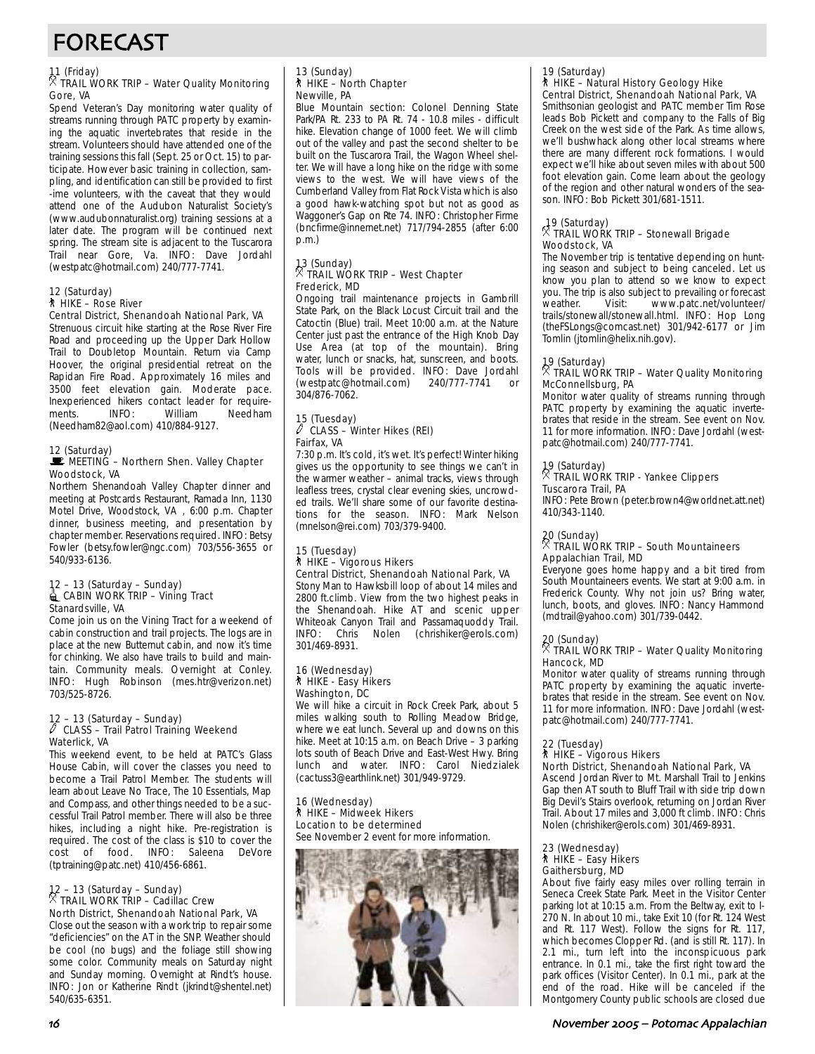# FORECAST

11 (Friday)
**TRAIL WORK TRIP – Water Quality Monitoring**
Gore, VA

Spend Veteran's Day monitoring water quality of streams running through PATC property by examining the aquatic invertebrates that reside in the stream. Volunteers should have attended one of the training sessions this fall (Sept. 25 or Oct. 15) to participate. However basic training in collection, sampling, and identification can still be provided to first -ime volunteers, with the caveat that they would attend one of the Audubon Naturalist Society's (www.audubonnaturalist.org) training sessions at a later date. The program will be continued next spring. The stream site is adjacent to the Tuscarora Trail near Gore, Va. INFO: Dave Jordahl (westpatc@hotmail.com) 240/777-7741.

12 (Saturday)
**HIKE – Rose River**
Central District, Shenandoah National Park, VA

Strenuous circuit hike starting at the Rose River Fire Road and proceeding up the Upper Dark Hollow Trail to Doubletop Mountain. Return via Camp Hoover, the original presidential retreat on the Rapidan Fire Road. Approximately 16 miles and 3500 feet elevation gain. Moderate pace. Inexperienced hikers contact leader for requirements. INFO: William Needham (Needham82@aol.com) 410/884-9127.

12 (Saturday)
**MEETING – Northern Shen. Valley Chapter**
Woodstock, VA

Northern Shenandoah Valley Chapter dinner and meeting at Postcards Restaurant, Ramada Inn, 1130 Motel Drive, Woodstock, VA , 6:00 p.m. Chapter dinner, business meeting, and presentation by chapter member. Reservations required. INFO: Betsy Fowler (betsy.fowler@ngc.com) 703/556-3655 or 540/933-6136.

12 – 13 (Saturday – Sunday)
**CABIN WORK TRIP – Vining Tract**
Stanardsville, VA

Come join us on the Vining Tract for a weekend of cabin construction and trail projects. The logs are in place at the new Butternut cabin, and now it's time for chinking. We also have trails to build and maintain. Community meals. Overnight at Conley. INFO: Hugh Robinson (mes.htr@verizon.net) 703/525-8726.

12 – 13 (Saturday – Sunday)
**CLASS – Trail Patrol Training Weekend**
Waterlick, VA

This weekend event, to be held at PATC's Glass House Cabin, will cover the classes you need to become a Trail Patrol Member. The students will learn about Leave No Trace, The 10 Essentials, Map and Compass, and other things needed to be a successful Trail Patrol member. There will also be three hikes, including a night hike. Pre-registration is required. The cost of the class is $10 to cover the cost of food. INFO: Saleena DeVore (tptraining@patc.net) 410/456-6861.

12 – 13 (Saturday – Sunday)
**TRAIL WORK TRIP – Cadillac Crew**
North District, Shenandoah National Park, VA

Close out the season with a work trip to repair some "deficiencies" on the AT in the SNP. Weather should be cool (no bugs) and the foliage still showing some color. Community meals on Saturday night and Sunday morning. Overnight at Rindt's house. INFO: Jon or Katherine Rindt (jkrindt@shentel.net) 540/635-6351.

13 (Sunday)
**HIKE – North Chapter**
Newville, PA

Blue Mountain section: Colonel Denning State Park/PA Rt. 233 to PA Rt. 74 - 10.8 miles - difficult hike. Elevation change of 1000 feet. We will climb out of the valley and past the second shelter to be built on the Tuscarora Trail, the Wagon Wheel shelter. We will have a long hike on the ridge with some views to the west. We will have views of the Cumberland Valley from Flat Rock Vista which is also a good hawk-watching spot but not as good as Waggoner's Gap on Rte 74. INFO: Christopher Firme (bncfirme@innernet.net) 717/794-2855 (after 6:00 p.m.)

13 (Sunday)
**TRAIL WORK TRIP – West Chapter**
Frederick, MD

Ongoing trail maintenance projects in Gambrill State Park, on the Black Locust Circuit trail and the Catoctin (Blue) trail. Meet 10:00 a.m. at the Nature Center just past the entrance of the High Knob Day Use Area (at top of the mountain). Bring water, lunch or snacks, hat, sunscreen, and boots. Tools will be provided. INFO: Dave Jordahl (westpatc@hotmail.com) 240/777-7741 or 304/876-7062.

15 (Tuesday)
**CLASS – Winter Hikes (REI)**
Fairfax, VA

7:30 p.m. It's cold, it's wet. It's perfect! Winter hiking gives us the opportunity to see things we can't in the warmer weather – animal tracks, views through leafless trees, crystal clear evening skies, uncrowded trails. We'll share some of our favorite destinations for the season. INFO: Mark Nelson (mnelson@rei.com) 703/379-9400.

15 (Tuesday)
**HIKE – Vigorous Hikers**
Central District, Shenandoah National Park, VA

Stony Man to Hawksbill loop of about 14 miles and 2800 ft.climb. View from the two highest peaks in the Shenandoah. Hike AT and scenic upper Whiteoak Canyon Trail and Passamaquoddy Trail. INFO: Chris Nolen (chrishiker@erols.com) 301/469-8931.

16 (Wednesday)
**HIKE - Easy Hikers**
Washington, DC

We will hike a circuit in Rock Creek Park, about 5 miles walking south to Rolling Meadow Bridge, where we eat lunch. Several up and downs on this hike. Meet at 10:15 a.m. on Beach Drive – 3 parking lots south of Beach Drive and East-West Hwy. Bring lunch and water. INFO: Carol Niedzialek (cactuss3@earthlink.net) 301/949-9729.

16 (Wednesday)
**HIKE – Midweek Hikers**
Location to be determined

See November 2 event for more information.

19 (Saturday)
**HIKE – Natural History Geology Hike**
Central District, Shenandoah National Park, VA

Smithsonian geologist and PATC member Tim Rose leads Bob Pickett and company to the Falls of Big Creek on the west side of the Park. As time allows, we'll bushwhack along other local streams where there are many different rock formations. I would expect we'll hike about seven miles with about 500 foot elevation gain. Come learn about the geology of the region and other natural wonders of the season. INFO: Bob Pickett 301/681-1511.

19 (Saturday)
**TRAIL WORK TRIP – Stonewall Brigade**
Woodstock, VA

The November trip is tentative depending on hunting season and subject to being canceled. Let us know you plan to attend so we know to expect you. The trip is also subject to prevailing or forecast weather. Visit: www.patc.net/volunteer/trails/stonewall/stonewall.html. INFO: Hop Long (theFSLongs@comcast.net) 301/942-6177 or Jim Tomlin (jtomlin@helix.nih.gov).

19 (Saturday)
**TRAIL WORK TRIP – Water Quality Monitoring**
McConnellsburg, PA

Monitor water quality of streams running through PATC property by examining the aquatic invertebrates that reside in the stream. See event on Nov. 11 for more information. INFO: Dave Jordahl (westpatc@hotmail.com) 240/777-7741.

19 (Saturday)
**TRAIL WORK TRIP - Yankee Clippers**
Tuscarora Trail, PA

INFO: Pete Brown (peter.brown4@worldnet.att.net) 410/343-1140.

20 (Sunday)
**TRAIL WORK TRIP – South Mountaineers**
Appalachian Trail, MD

Everyone goes home happy and a bit tired from South Mountaineers events. We start at 9:00 a.m. in Frederick County. Why not join us? Bring water, lunch, boots, and gloves. INFO: Nancy Hammond (mdtrail@yahoo.com) 301/739-0442.

20 (Sunday)
**TRAIL WORK TRIP – Water Quality Monitoring**
Hancock, MD

Monitor water quality of streams running through PATC property by examining the aquatic invertebrates that reside in the stream. See event on Nov. 11 for more information. INFO: Dave Jordahl (westpatc@hotmail.com) 240/777-7741.

22 (Tuesday)
**HIKE – Vigorous Hikers**
North District, Shenandoah National Park, VA

Ascend Jordan River to Mt. Marshall Trail to Jenkins Gap then AT south to Bluff Trail with side trip down Big Devil's Stairs overlook, returning on Jordan River Trail. About 17 miles and 3,000 ft climb. INFO: Chris Nolen (chrishiker@erols.com) 301/469-8931.

23 (Wednesday)
**HIKE – Easy Hikers**
Gaithersburg, MD

About five fairly easy miles over rolling terrain in Seneca Creek State Park. Meet in the Visitor Center parking lot at 10:15 a.m. From the Beltway, exit to I-270 N. In about 10 mi., take Exit 10 (for Rt. 124 West and Rt. 117 West). Follow the signs for Rt. 117, which becomes Clopper Rd. (and is still Rt. 117). In 2.1 mi., turn left into the inconspicuous park entrance. In 0.1 mi., take the first right toward the park offices (Visitor Center). In 0.1 mi., park at the end of the road. Hike will be canceled if the Montgomery County public schools are closed due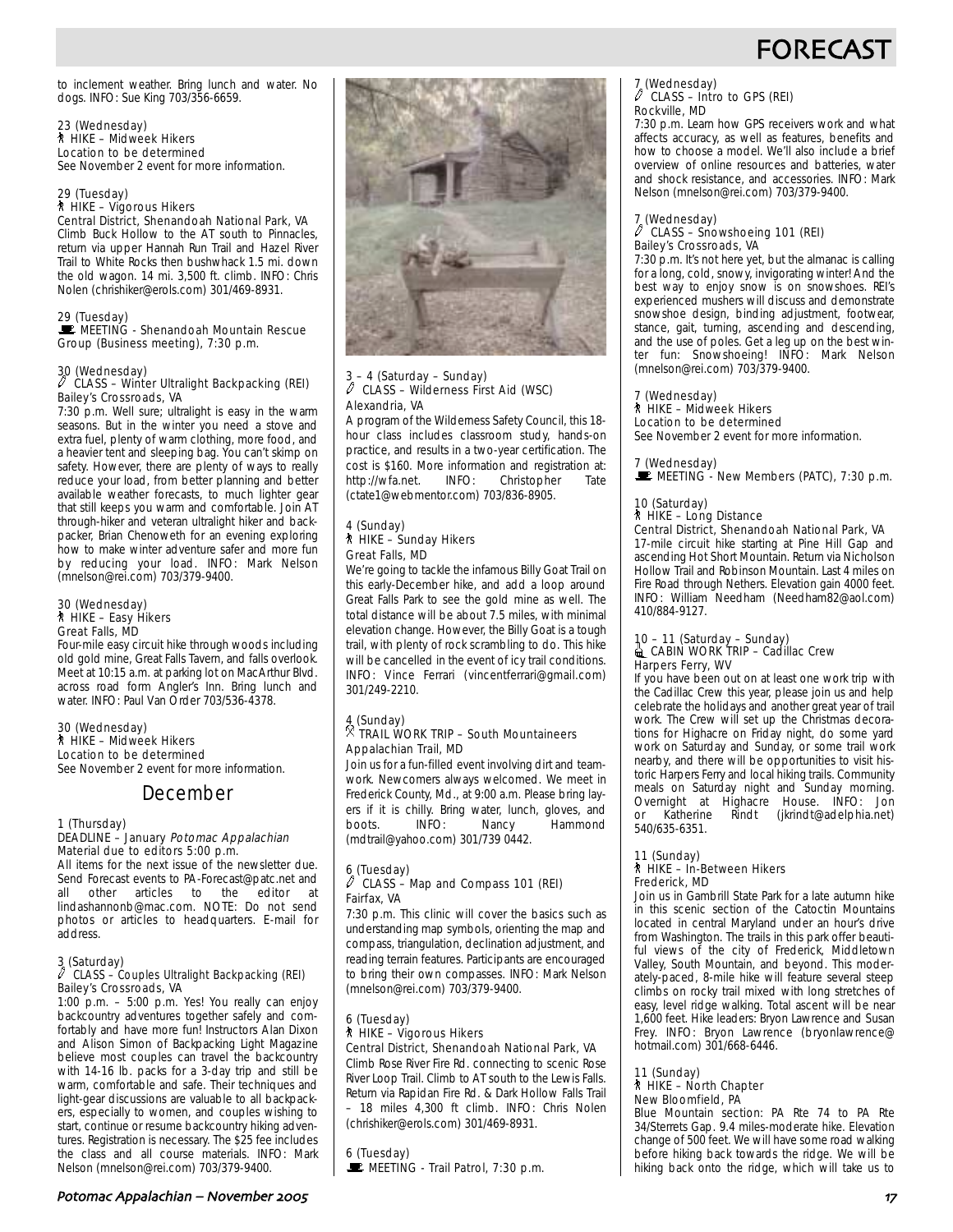to inclement weather. Bring lunch and water. No dogs. INFO: Sue King 703/356-6659.

23 (Wednesday)
HIKE – Midweek Hikers
Location to be determined
See November 2 event for more information.

29 (Tuesday)
HIKE – Vigorous Hikers
Central District, Shenandoah National Park, VA
Climb Buck Hollow to the AT south to Pinnacles, return via upper Hannah Run Trail and Hazel River Trail to White Rocks then bushwhack 1.5 mi. down the old wagon. 14 mi. 3,500 ft. climb. INFO: Chris Nolen (chrishiker@erols.com) 301/469-8931.

29 (Tuesday)
MEETING - Shenandoah Mountain Rescue Group (Business meeting), 7:30 p.m.

30 (Wednesday)
CLASS – Winter Ultralight Backpacking (REI)
Bailey's Crossroads, VA
7:30 p.m. Well sure; ultralight is easy in the warm seasons. But in the winter you need a stove and extra fuel, plenty of warm clothing, more food, and a heavier tent and sleeping bag. You can't skimp on safety. However, there are plenty of ways to really reduce your load, from better planning and better available weather forecasts, to much lighter gear that still keeps you warm and comfortable. Join AT through-hiker and veteran ultralight hiker and backpacker, Brian Chenoweth for an evening exploring how to make winter adventure safer and more fun by reducing your load. INFO: Mark Nelson (mnelson@rei.com) 703/379-9400.

30 (Wednesday)
HIKE – Easy Hikers
Great Falls, MD
Four-mile easy circuit hike through woods including old gold mine, Great Falls Tavern, and falls overlook. Meet at 10:15 a.m. at parking lot on MacArthur Blvd. across road form Angler's Inn. Bring lunch and water. INFO: Paul Van Order 703/536-4378.

30 (Wednesday)
HIKE – Midweek Hikers
Location to be determined
See November 2 event for more information.

## December

1 (Thursday)
DEADLINE – January *Potomac Appalachian*
Material due to editors 5:00 p.m.
All items for the next issue of the newsletter due. Send Forecast events to PA-Forecast@patc.net and all other articles to the editor at lindashannonb@mac.com. NOTE: Do not send photos or articles to headquarters. E-mail for address.

3 (Saturday)
CLASS – Couples Ultralight Backpacking (REI)
Bailey's Crossroads, VA
1:00 p.m. – 5:00 p.m. Yes! You really can enjoy backcountry adventures together safely and comfortably and have more fun! Instructors Alan Dixon and Alison Simon of Backpacking Light Magazine believe most couples can travel the backcountry with 14-16 lb. packs for a 3-day trip and still be warm, comfortable and safe. Their techniques and light-gear discussions are valuable to all backpackers, especially to women, and couples wishing to start, continue or resume backcountry hiking adventures. Registration is necessary. The $25 fee includes the class and all course materials. INFO: Mark Nelson (mnelson@rei.com) 703/379-9400.

3 – 4 (Saturday – Sunday)
CLASS – Wilderness First Aid (WSC)
Alexandria, VA
A program of the Wilderness Safety Council, this 18-hour class includes classroom study, hands-on practice, and results in a two-year certification. The cost is $160. More information and registration at: http://wfa.net. INFO: Christopher Tate (ctate1@webmentor.com) 703/836-8905.

4 (Sunday)
HIKE – Sunday Hikers
Great Falls, MD
We're going to tackle the infamous Billy Goat Trail on this early-December hike, and add a loop around Great Falls Park to see the gold mine as well. The total distance will be about 7.5 miles, with minimal elevation change. However, the Billy Goat is a tough trail, with plenty of rock scrambling to do. This hike will be cancelled in the event of icy trail conditions. INFO: Vince Ferrari (vincentferrari@gmail.com) 301/249-2210.

4 (Sunday)
TRAIL WORK TRIP – South Mountaineers
Appalachian Trail, MD
Join us for a fun-filled event involving dirt and teamwork. Newcomers always welcomed. We meet in Frederick County, Md., at 9:00 a.m. Please bring layers if it is chilly. Bring water, lunch, gloves, and boots. INFO: Nancy Hammond (mdtrail@yahoo.com) 301/739 0442.

6 (Tuesday)
CLASS – Map and Compass 101 (REI)
Fairfax, VA
7:30 p.m. This clinic will cover the basics such as understanding map symbols, orienting the map and compass, triangulation, declination adjustment, and reading terrain features. Participants are encouraged to bring their own compasses. INFO: Mark Nelson (mnelson@rei.com) 703/379-9400.

6 (Tuesday)
HIKE – Vigorous Hikers
Central District, Shenandoah National Park, VA
Climb Rose River Fire Rd. connecting to scenic Rose River Loop Trail. Climb to AT south to the Lewis Falls. Return via Rapidan Fire Rd. & Dark Hollow Falls Trail – 18 miles 4,300 ft climb. INFO: Chris Nolen (chrishiker@erols.com) 301/469-8931.

6 (Tuesday)
MEETING - Trail Patrol, 7:30 p.m.

7 (Wednesday)
CLASS – Intro to GPS (REI)
Rockville, MD
7:30 p.m. Learn how GPS receivers work and what affects accuracy, as well as features, benefits and how to choose a model. We'll also include a brief overview of online resources and batteries, water and shock resistance, and accessories. INFO: Mark Nelson (mnelson@rei.com) 703/379-9400.

7 (Wednesday)
CLASS – Snowshoeing 101 (REI)
Bailey's Crossroads, VA
7:30 p.m. It's not here yet, but the almanac is calling for a long, cold, snowy, invigorating winter! And the best way to enjoy snow is on snowshoes. REI's experienced mushers will discuss and demonstrate snowshoe design, binding adjustment, footwear, stance, gait, turning, ascending and descending, and the use of poles. Get a leg up on the best winter fun: Snowshoeing! INFO: Mark Nelson (mnelson@rei.com) 703/379-9400.

7 (Wednesday)
HIKE – Midweek Hikers
Location to be determined
See November 2 event for more information.

7 (Wednesday)
MEETING - New Members (PATC), 7:30 p.m.

10 (Saturday)
HIKE – Long Distance
Central District, Shenandoah National Park, VA
17-mile circuit hike starting at Pine Hill Gap and ascending Hot Short Mountain. Return via Nicholson Hollow Trail and Robinson Mountain. Last 4 miles on Fire Road through Nethers. Elevation gain 4000 feet. INFO: William Needham (Needham82@aol.com) 410/884-9127.

10 – 11 (Saturday – Sunday)
CABIN WORK TRIP – Cadillac Crew
Harpers Ferry, WV
If you have been out on at least one work trip with the Cadillac Crew this year, please join us and help celebrate the holidays and another great year of trail work. The Crew will set up the Christmas decorations for Highacre on Friday night, do some yard work on Saturday and Sunday, or some trail work nearby, and there will be opportunities to visit historic Harpers Ferry and local hiking trails. Community meals on Saturday night and Sunday morning. Overnight at Highacre House. INFO: Jon or Katherine Rindt (jkrindt@adelphia.net) 540/635-6351.

11 (Sunday)
HIKE – In-Between Hikers
Frederick, MD
Join us in Gambrill State Park for a late autumn hike in this scenic section of the Catoctin Mountains located in central Maryland under an hour's drive from Washington. The trails in this park offer beautiful views of the city of Frederick, Middletown Valley, South Mountain, and beyond. This moderately-paced, 8-mile hike will feature several steep climbs on rocky trail mixed with long stretches of easy, level ridge walking. Total ascent will be near 1,600 feet. Hike leaders: Bryon Lawrence and Susan Frey. INFO: Bryon Lawrence (bryonlawrence@hotmail.com) 301/668-6446.

11 (Sunday)
HIKE – North Chapter
New Bloomfield, PA
Blue Mountain section: PA Rte 74 to PA Rte 34/Sterrets Gap. 9.4 miles-moderate hike. Elevation change of 500 feet. We will have some road walking before hiking back towards the ridge. We will be hiking back onto the ridge, which will take us to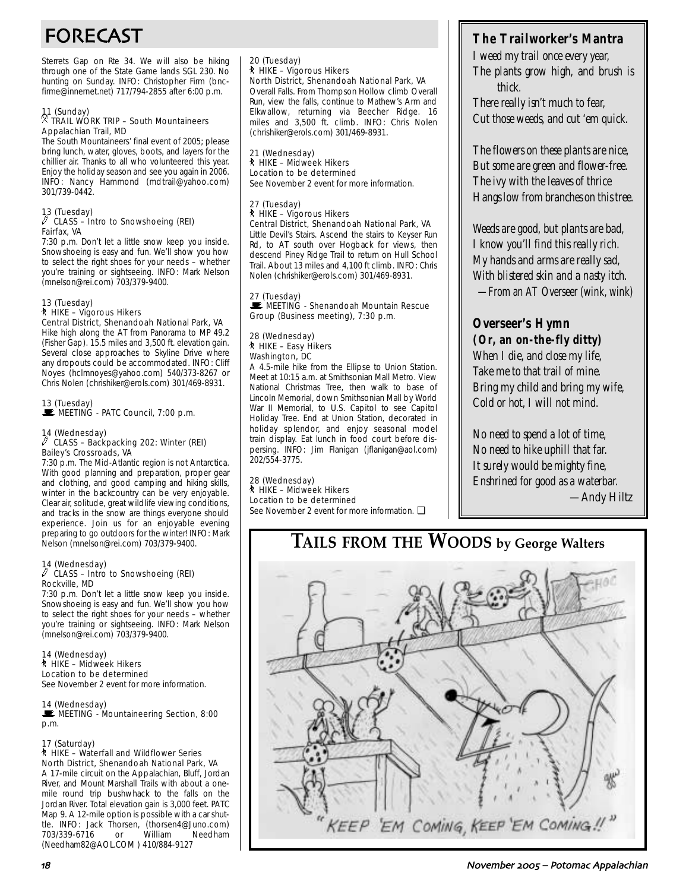# FORECAST

Sterrets Gap on Rte 34. We will also be hiking through one of the State Game lands SGL 230. No hunting on Sunday. INFO: Christopher Firm (bncfirme@innernet.net) 717/794-2855 after 6:00 p.m.

11 (Sunday)
TRAIL WORK TRIP – South Mountaineers
Appalachian Trail, MD
The South Mountaineers' final event of 2005; please bring lunch, water, gloves, boots, and layers for the chillier air. Thanks to all who volunteered this year. Enjoy the holiday season and see you again in 2006. INFO: Nancy Hammond (mdtrail@yahoo.com) 301/739-0442.

13 (Tuesday)
CLASS – Intro to Snowshoeing (REI)
Fairfax, VA
7:30 p.m. Don't let a little snow keep you inside. Snowshoeing is easy and fun. We'll show you how to select the right shoes for your needs – whether you're training or sightseeing. INFO: Mark Nelson (mnelson@rei.com) 703/379-9400.

13 (Tuesday)
HIKE – Vigorous Hikers
Central District, Shenandoah National Park, VA
Hike high along the AT from Panorama to MP 49.2 (Fisher Gap). 15.5 miles and 3,500 ft. elevation gain. Several close approaches to Skyline Drive where any dropouts could be accommodated. INFO: Cliff Noyes (hclmnoyes@yahoo.com) 540/373-8267 or Chris Nolen (chrishiker@erols.com) 301/469-8931.

13 (Tuesday)
MEETING - PATC Council, 7:00 p.m.

14 (Wednesday)
CLASS – Backpacking 202: Winter (REI)
Bailey's Crossroads, VA
7:30 p.m. The Mid-Atlantic region is not Antarctica. With good planning and preparation, proper gear and clothing, and good camping and hiking skills, winter in the backcountry can be very enjoyable. Clear air, solitude, great wildlife viewing conditions, and tracks in the snow are things everyone should experience. Join us for an enjoyable evening preparing to go outdoors for the winter! INFO: Mark Nelson (mnelson@rei.com) 703/379-9400.

14 (Wednesday)
CLASS – Intro to Snowshoeing (REI)
Rockville, MD
7:30 p.m. Don't let a little snow keep you inside. Snowshoeing is easy and fun. We'll show you how to select the right shoes for your needs – whether you're training or sightseeing. INFO: Mark Nelson (mnelson@rei.com) 703/379-9400.

14 (Wednesday)
HIKE – Midweek Hikers
Location to be determined
See November 2 event for more information.

14 (Wednesday)
MEETING - Mountaineering Section, 8:00 p.m.

17 (Saturday)
HIKE – Waterfall and Wildflower Series
North District, Shenandoah National Park, VA
A 17-mile circuit on the Appalachian, Bluff, Jordan River, and Mount Marshall Trails with about a one-mile round trip bushwhack to the falls on the Jordan River. Total elevation gain is 3,000 feet. PATC Map 9. A 12-mile option is possible with a car shuttle. INFO: Jack Thorsen, (thorsen4@Juno.com) 703/339-6716 or William Needham (Needham82@AOL.COM) 410/884-9127

20 (Tuesday)
HIKE – Vigorous Hikers
North District, Shenandoah National Park, VA
Overall Falls. From Thompson Hollow climb Overall Run, view the falls, continue to Mathew's Arm and Elkwallow, returning via Beecher Ridge. 16 miles and 3,500 ft. climb. INFO: Chris Nolen (chrishiker@erols.com) 301/469-8931.

21 (Wednesday)
HIKE – Midweek Hikers
Location to be determined
See November 2 event for more information.

27 (Tuesday)
HIKE – Vigorous Hikers
Central District, Shenandoah National Park, VA
Little Devil's Stairs. Ascend the stairs to Keyser Run Rd, to AT south over Hogback for views, then descend Piney Ridge Trail to return on Hull School Trail. About 13 miles and 4,100 ft climb. INFO: Chris Nolen (chrishiker@erols.com) 301/469-8931.

27 (Tuesday)
MEETING - Shenandoah Mountain Rescue Group (Business meeting), 7:30 p.m.

28 (Wednesday)
HIKE – Easy Hikers
Washington, DC
A 4.5-mile hike from the Ellipse to Union Station. Meet at 10:15 a.m. at Smithsonian Mall Metro. View National Christmas Tree, then walk to base of Lincoln Memorial, down Smithsonian Mall by World War II Memorial, to U.S. Capitol to see Capitol Holiday Tree. End at Union Station, decorated in holiday splendor, and enjoy seasonal model train display. Eat lunch in food court before dispersing. INFO: Jim Flanigan (jflanigan@aol.com) 202/554-3775.

28 (Wednesday)
HIKE – Midweek Hikers
Location to be determined
See November 2 event for more information. ❑

## The Trailworker's Mantra

*I weed my trail once every year,*
*The plants grow high, and brush is thick.*
*There really isn't much to fear,*
*Cut those weeds, and cut 'em quick.*

*The flowers on these plants are nice,*
*But some are green and flower-free.*
*The ivy with the leaves of thrice*
*Hangs low from branches on this tree.*

*Weeds are good, but plants are bad,*
*I know you'll find this really rich.*
*My hands and arms are really sad,*
*With blistered skin and a nasty itch.*

*—From an AT Overseer (wink, wink)*

## Overseer's Hymn (Or, an on-the-fly ditty)

*When I die, and close my life,*
*Take me to that trail of mine.*
*Bring my child and bring my wife,*
*Cold or hot, I will not mind.*

*No need to spend a lot of time,*
*No need to hike uphill that far.*
*It surely would be mighty fine,*
*Enshrined for good as a waterbar.*

*—Andy Hiltz*

## TAILS FROM THE WOODS by George Walters

"KEEP 'EM COMING, KEEP 'EM COMING!!"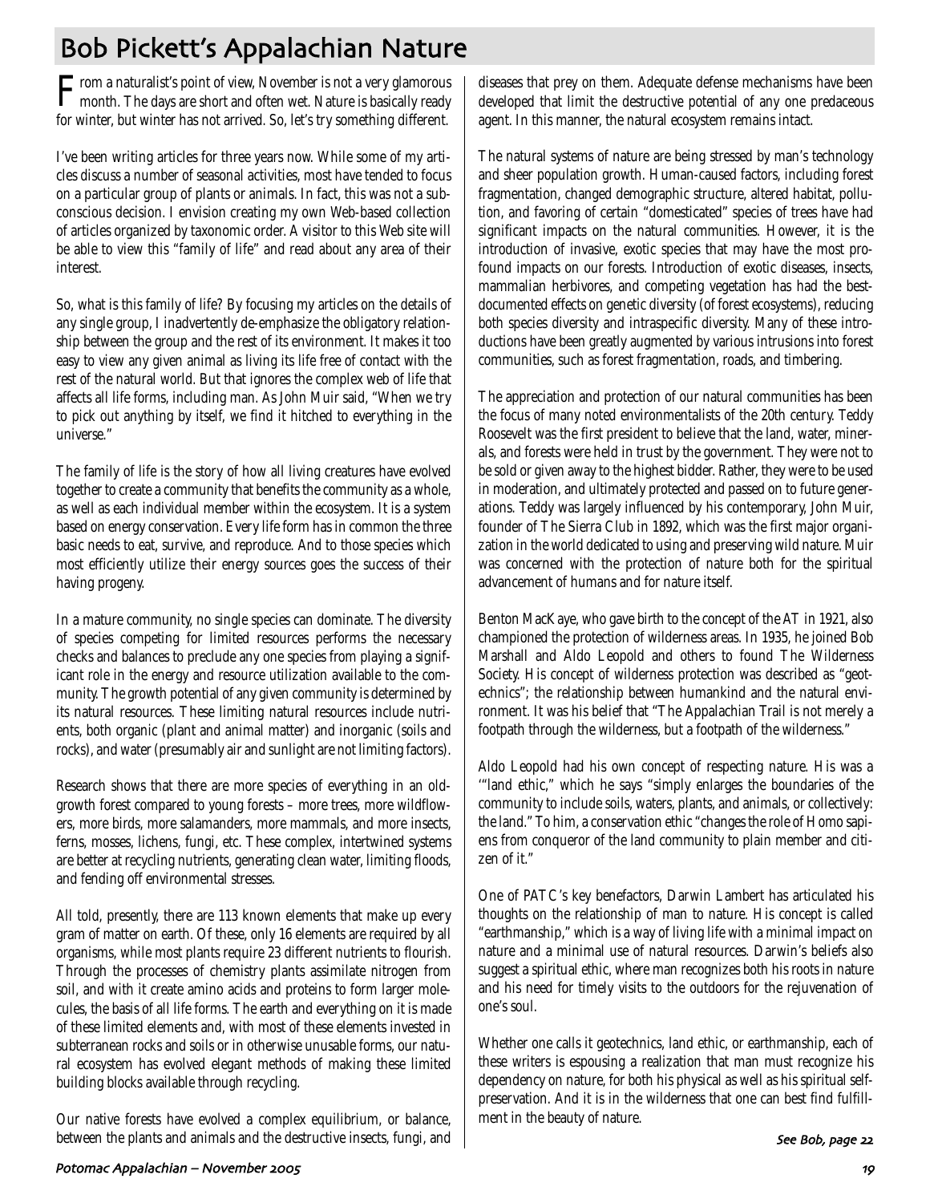# Bob Pickett's Appalachian Nature

From a naturalist's point of view, November is not a very glamorous month. The days are short and often wet. Nature is basically ready for winter, but winter has not arrived. So, let's try something different.

I've been writing articles for three years now. While some of my articles discuss a number of seasonal activities, most have tended to focus on a particular group of plants or animals. In fact, this was not a subconscious decision. I envision creating my own Web-based collection of articles organized by taxonomic order. A visitor to this Web site will be able to view this "family of life" and read about any area of their interest.

So, what is this family of life? By focusing my articles on the details of any single group, I inadvertently de-emphasize the obligatory relationship between the group and the rest of its environment. It makes it too easy to view any given animal as living its life free of contact with the rest of the natural world. But that ignores the complex web of life that affects all life forms, including man. As John Muir said, "When we try to pick out anything by itself, we find it hitched to everything in the universe."

The family of life is the story of how all living creatures have evolved together to create a community that benefits the community as a whole, as well as each individual member within the ecosystem. It is a system based on energy conservation. Every life form has in common the three basic needs to eat, survive, and reproduce. And to those species which most efficiently utilize their energy sources goes the success of their having progeny.

In a mature community, no single species can dominate. The diversity of species competing for limited resources performs the necessary checks and balances to preclude any one species from playing a significant role in the energy and resource utilization available to the community. The growth potential of any given community is determined by its natural resources. These limiting natural resources include nutrients, both organic (plant and animal matter) and inorganic (soils and rocks), and water (presumably air and sunlight are not limiting factors).

Research shows that there are more species of everything in an old-growth forest compared to young forests – more trees, more wildflowers, more birds, more salamanders, more mammals, and more insects, ferns, mosses, lichens, fungi, etc. These complex, intertwined systems are better at recycling nutrients, generating clean water, limiting floods, and fending off environmental stresses.

All told, presently, there are 113 known elements that make up every gram of matter on earth. Of these, only 16 elements are required by all organisms, while most plants require 23 different nutrients to flourish. Through the processes of chemistry plants assimilate nitrogen from soil, and with it create amino acids and proteins to form larger molecules, the basis of all life forms. The earth and everything on it is made of these limited elements and, with most of these elements invested in subterranean rocks and soils or in otherwise unusable forms, our natural ecosystem has evolved elegant methods of making these limited building blocks available through recycling.

Our native forests have evolved a complex equilibrium, or balance, between the plants and animals and the destructive insects, fungi, and diseases that prey on them. Adequate defense mechanisms have been developed that limit the destructive potential of any one predaceous agent. In this manner, the natural ecosystem remains intact.

The natural systems of nature are being stressed by man's technology and sheer population growth. Human-caused factors, including forest fragmentation, changed demographic structure, altered habitat, pollution, and favoring of certain "domesticated" species of trees have had significant impacts on the natural communities. However, it is the introduction of invasive, exotic species that may have the most profound impacts on our forests. Introduction of exotic diseases, insects, mammalian herbivores, and competing vegetation has had the best-documented effects on genetic diversity (of forest ecosystems), reducing both species diversity and intraspecific diversity. Many of these introductions have been greatly augmented by various intrusions into forest communities, such as forest fragmentation, roads, and timbering.

The appreciation and protection of our natural communities has been the focus of many noted environmentalists of the 20th century. Teddy Roosevelt was the first president to believe that the land, water, minerals, and forests were held in trust by the government. They were not to be sold or given away to the highest bidder. Rather, they were to be used in moderation, and ultimately protected and passed on to future generations. Teddy was largely influenced by his contemporary, John Muir, founder of The Sierra Club in 1892, which was the first major organization in the world dedicated to using and preserving wild nature. Muir was concerned with the protection of nature both for the spiritual advancement of humans and for nature itself.

Benton MacKaye, who gave birth to the concept of the AT in 1921, also championed the protection of wilderness areas. In 1935, he joined Bob Marshall and Aldo Leopold and others to found The Wilderness Society. His concept of wilderness protection was described as "geotechnics"; the relationship between humankind and the natural environment. It was his belief that "The Appalachian Trail is not merely a footpath through the wilderness, but a footpath of the wilderness."

Aldo Leopold had his own concept of respecting nature. His was a '"land ethic," which he says "simply enlarges the boundaries of the community to include soils, waters, plants, and animals, or collectively: the land." To him, a conservation ethic "changes the role of Homo sapiens from conqueror of the land community to plain member and citizen of it."

One of PATC's key benefactors, Darwin Lambert has articulated his thoughts on the relationship of man to nature. His concept is called "earthmanship," which is a way of living life with a minimal impact on nature and a minimal use of natural resources. Darwin's beliefs also suggest a spiritual ethic, where man recognizes both his roots in nature and his need for timely visits to the outdoors for the rejuvenation of one's soul.

Whether one calls it geotechnics, land ethic, or earthmanship, each of these writers is espousing a realization that man must recognize his dependency on nature, for both his physical as well as his spiritual self-preservation. And it is in the wilderness that one can best find fulfillment in the beauty of nature.

*See Bob, page 22*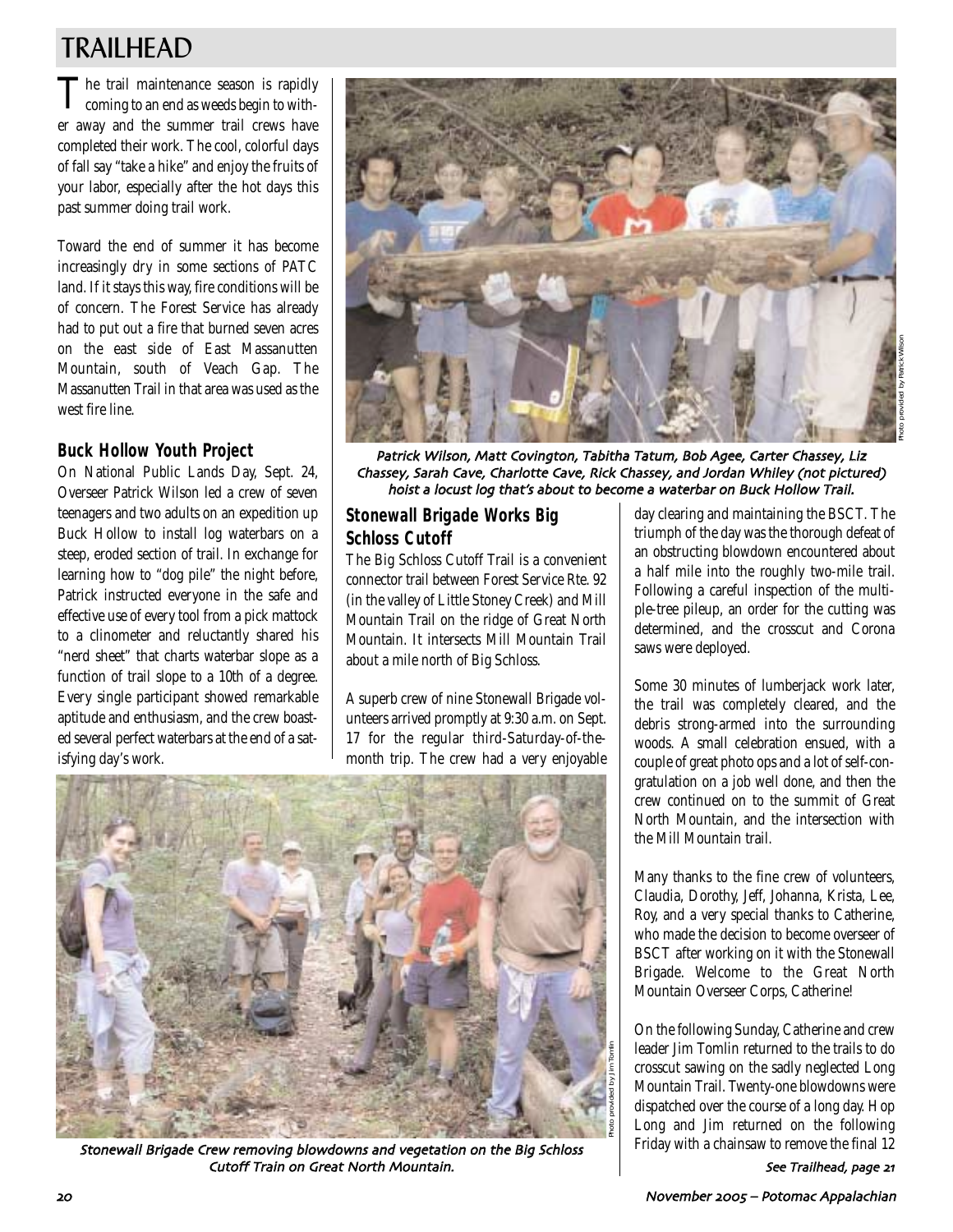# TRAILHEAD

The trail maintenance season is rapidly coming to an end as weeds begin to wither away and the summer trail crews have completed their work. The cool, colorful days of fall say "take a hike" and enjoy the fruits of your labor, especially after the hot days this past summer doing trail work.

Toward the end of summer it has become increasingly dry in some sections of PATC land. If it stays this way, fire conditions will be of concern. The Forest Service has already had to put out a fire that burned seven acres on the east side of East Massanutten Mountain, south of Veach Gap. The Massanutten Trail in that area was used as the west fire line.

## Buck Hollow Youth Project

On National Public Lands Day, Sept. 24, Overseer Patrick Wilson led a crew of seven teenagers and two adults on an expedition up Buck Hollow to install log waterbars on a steep, eroded section of trail. In exchange for learning how to "dog pile" the night before, Patrick instructed everyone in the safe and effective use of every tool from a pick mattock to a clinometer and reluctantly shared his "nerd sheet" that charts waterbar slope as a function of trail slope to a 10th of a degree. Every single participant showed remarkable aptitude and enthusiasm, and the crew boasted several perfect waterbars at the end of a satisfying day's work.

*Patrick Wilson, Matt Covington, Tabitha Tatum, Bob Agee, Carter Chassey, Liz Chassey, Sarah Cave, Charlotte Cave, Rick Chassey, and Jordan Whiley (not pictured) hoist a locust log that's about to become a waterbar on Buck Hollow Trail.*

Photo provided by Patrick Wilson

## Stonewall Brigade Works Big Schloss Cutoff

The Big Schloss Cutoff Trail is a convenient connector trail between Forest Service Rte. 92 (in the valley of Little Stoney Creek) and Mill Mountain Trail on the ridge of Great North Mountain. It intersects Mill Mountain Trail about a mile north of Big Schloss.

A superb crew of nine Stonewall Brigade volunteers arrived promptly at 9:30 a.m. on Sept. 17 for the regular third-Saturday-of-the-month trip. The crew had a very enjoyable day clearing and maintaining the BSCT. The triumph of the day was the thorough defeat of an obstructing blowdown encountered about a half mile into the roughly two-mile trail. Following a careful inspection of the multiple-tree pileup, an order for the cutting was determined, and the crosscut and Corona saws were deployed.

Some 30 minutes of lumberjack work later, the trail was completely cleared, and the debris strong-armed into the surrounding woods. A small celebration ensued, with a couple of great photo ops and a lot of self-congratulation on a job well done, and then the crew continued on to the summit of Great North Mountain, and the intersection with the Mill Mountain trail.

Many thanks to the fine crew of volunteers, Claudia, Dorothy, Jeff, Johanna, Krista, Lee, Roy, and a very special thanks to Catherine, who made the decision to become overseer of BSCT after working on it with the Stonewall Brigade. Welcome to the Great North Mountain Overseer Corps, Catherine!

On the following Sunday, Catherine and crew leader Jim Tomlin returned to the trails to do crosscut sawing on the sadly neglected Long Mountain Trail. Twenty-one blowdowns were dispatched over the course of a long day. Hop Long and Jim returned on the following Friday with a chainsaw to remove the final 12

*See Trailhead, page 21*

*Stonewall Brigade Crew removing blowdowns and vegetation on the Big Schloss Cutoff Train on Great North Mountain.*

Photo provided by Jim Tomlin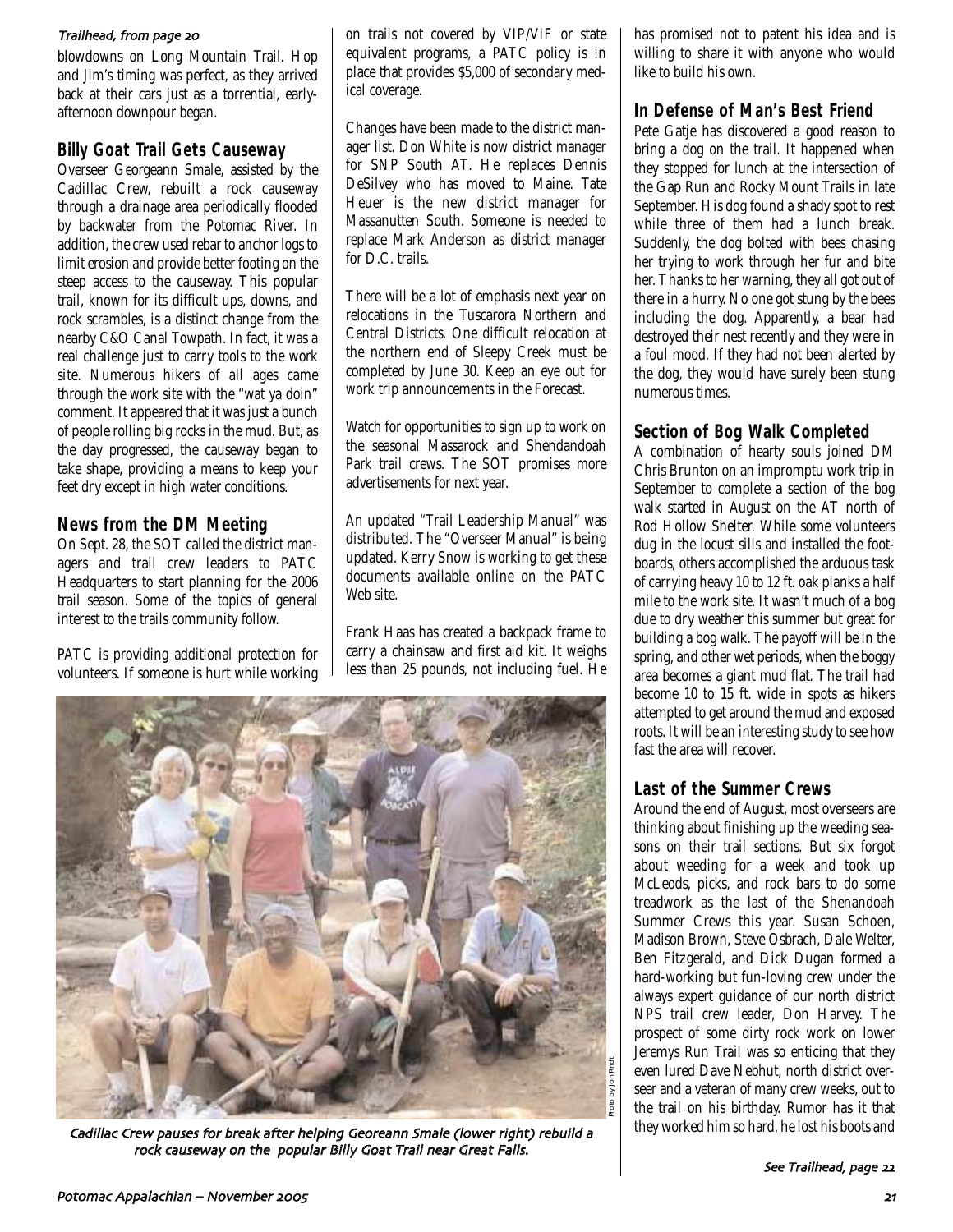*Trailhead, from page 20*

blowdowns on Long Mountain Trail. Hop and Jim's timing was perfect, as they arrived back at their cars just as a torrential, early-afternoon downpour began.

## Billy Goat Trail Gets Causeway

Overseer Georgeann Smale, assisted by the Cadillac Crew, rebuilt a rock causeway through a drainage area periodically flooded by backwater from the Potomac River. In addition, the crew used rebar to anchor logs to limit erosion and provide better footing on the steep access to the causeway. This popular trail, known for its difficult ups, downs, and rock scrambles, is a distinct change from the nearby C&O Canal Towpath. In fact, it was a real challenge just to carry tools to the work site. Numerous hikers of all ages came through the work site with the "wat ya doin" comment. It appeared that it was just a bunch of people rolling big rocks in the mud. But, as the day progressed, the causeway began to take shape, providing a means to keep your feet dry except in high water conditions.

## News from the DM Meeting

On Sept. 28, the SOT called the district managers and trail crew leaders to PATC Headquarters to start planning for the 2006 trail season. Some of the topics of general interest to the trails community follow.

PATC is providing additional protection for volunteers. If someone is hurt while working on trails not covered by VIP/VIF or state equivalent programs, a PATC policy is in place that provides $5,000 of secondary medical coverage.

Changes have been made to the district manager list. Don White is now district manager for SNP South AT. He replaces Dennis DeSilvey who has moved to Maine. Tate Heuer is the new district manager for Massanutten South. Someone is needed to replace Mark Anderson as district manager for D.C. trails.

There will be a lot of emphasis next year on relocations in the Tuscarora Northern and Central Districts. One difficult relocation at the northern end of Sleepy Creek must be completed by June 30. Keep an eye out for work trip announcements in the Forecast.

Watch for opportunities to sign up to work on the seasonal Massarock and Shendandoah Park trail crews. The SOT promises more advertisements for next year.

An updated "Trail Leadership Manual" was distributed. The "Overseer Manual" is being updated. Kerry Snow is working to get these documents available online on the PATC Web site.

Frank Haas has created a backpack frame to carry a chainsaw and first aid kit. It weighs less than 25 pounds, not including fuel. He has promised not to patent his idea and is willing to share it with anyone who would like to build his own.

*Cadillac Crew pauses for break after helping Georeann Smale (lower right) rebuild a rock causeway on the popular Billy Goat Trail near Great Falls.*

Photo by Jon Rindt

## In Defense of Man's Best Friend

Pete Gatje has discovered a good reason to bring a dog on the trail. It happened when they stopped for lunch at the intersection of the Gap Run and Rocky Mount Trails in late September. His dog found a shady spot to rest while three of them had a lunch break. Suddenly, the dog bolted with bees chasing her trying to work through her fur and bite her. Thanks to her warning, they all got out of there in a hurry. No one got stung by the bees including the dog. Apparently, a bear had destroyed their nest recently and they were in a foul mood. If they had not been alerted by the dog, they would have surely been stung numerous times.

## Section of Bog Walk Completed

A combination of hearty souls joined DM Chris Brunton on an impromptu work trip in September to complete a section of the bog walk started in August on the AT north of Rod Hollow Shelter. While some volunteers dug in the locust sills and installed the footboards, others accomplished the arduous task of carrying heavy 10 to 12 ft. oak planks a half mile to the work site. It wasn't much of a bog due to dry weather this summer but great for building a bog walk. The payoff will be in the spring, and other wet periods, when the boggy area becomes a giant mud flat. The trail had become 10 to 15 ft. wide in spots as hikers attempted to get around the mud and exposed roots. It will be an interesting study to see how fast the area will recover.

## Last of the Summer Crews

Around the end of August, most overseers are thinking about finishing up the weeding seasons on their trail sections. But six forgot about weeding for a week and took up McLeods, picks, and rock bars to do some treadwork as the last of the Shenandoah Summer Crews this year. Susan Schoen, Madison Brown, Steve Osbrach, Dale Welter, Ben Fitzgerald, and Dick Dugan formed a hard-working but fun-loving crew under the always expert guidance of our north district NPS trail crew leader, Don Harvey. The prospect of some dirty rock work on lower Jeremys Run Trail was so enticing that they even lured Dave Nebhut, north district overseer and a veteran of many crew weeks, out to the trail on his birthday. Rumor has it that they worked him so hard, he lost his boots and

*See Trailhead, page 22*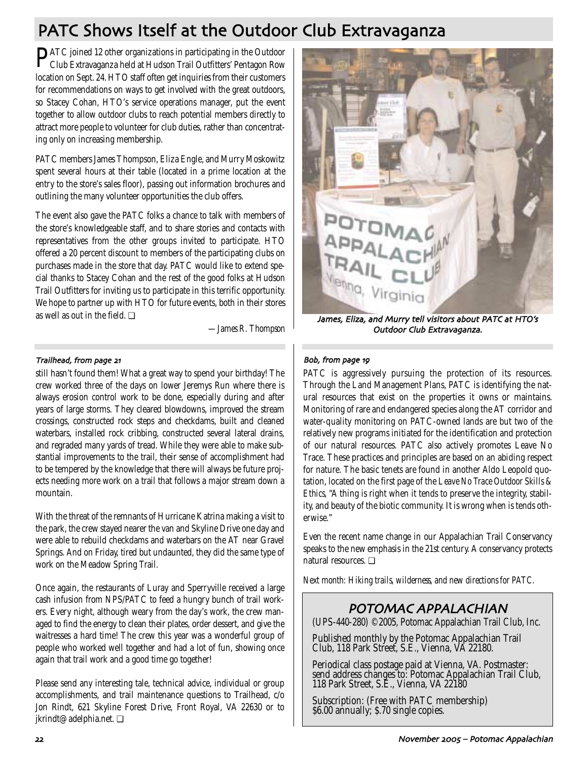# PATC Shows Itself at the Outdoor Club Extravaganza

PATC joined 12 other organizations in participating in the Outdoor Club Extravaganza held at Hudson Trail Outfitters' Pentagon Row location on Sept. 24. HTO staff often get inquiries from their customers for recommendations on ways to get involved with the great outdoors, so Stacey Cohan, HTO's service operations manager, put the event together to allow outdoor clubs to reach potential members directly to attract more people to volunteer for club duties, rather than concentrating only on increasing membership.

PATC members James Thompson, Eliza Engle, and Murry Moskowitz spent several hours at their table (located in a prime location at the entry to the store's sales floor), passing out information brochures and outlining the many volunteer opportunities the club offers.

The event also gave the PATC folks a chance to talk with members of the store's knowledgeable staff, and to share stories and contacts with representatives from the other groups invited to participate. HTO offered a 20 percent discount to members of the participating clubs on purchases made in the store that day. PATC would like to extend special thanks to Stacey Cohan and the rest of the good folks at Hudson Trail Outfitters for inviting us to participate in this terrific opportunity. We hope to partner up with HTO for future events, both in their stores as well as out in the field. ❑

*—James R. Thompson*

*James, Eliza, and Murry tell visitors about PATC at HTO's Outdoor Club Extravaganza.*

### Trailhead, from page 21

still hasn't found them! What a great way to spend your birthday! The crew worked three of the days on lower Jeremys Run where there is always erosion control work to be done, especially during and after years of large storms. They cleared blowdowns, improved the stream crossings, constructed rock steps and checkdams, built and cleaned waterbars, installed rock cribbing, constructed several lateral drains, and regraded many yards of tread. While they were able to make substantial improvements to the trail, their sense of accomplishment had to be tempered by the knowledge that there will always be future projects needing more work on a trail that follows a major stream down a mountain.

With the threat of the remnants of Hurricane Katrina making a visit to the park, the crew stayed nearer the van and Skyline Drive one day and were able to rebuild checkdams and waterbars on the AT near Gravel Springs. And on Friday, tired but undaunted, they did the same type of work on the Meadow Spring Trail.

Once again, the restaurants of Luray and Sperryville received a large cash infusion from NPS/PATC to feed a hungry bunch of trail workers. Every night, although weary from the day's work, the crew managed to find the energy to clean their plates, order dessert, and give the waitresses a hard time! The crew this year was a wonderful group of people who worked well together and had a lot of fun, showing once again that trail work and a good time go together!

Please send any interesting tale, technical advice, individual or group accomplishments, and trail maintenance questions to Trailhead, c/o Jon Rindt, 621 Skyline Forest Drive, Front Royal, VA 22630 or to jkrindt@adelphia.net. ❑

### Bob, from page 19

PATC is aggressively pursuing the protection of its resources. Through the Land Management Plans, PATC is identifying the natural resources that exist on the properties it owns or maintains. Monitoring of rare and endangered species along the AT corridor and water-quality monitoring on PATC-owned lands are but two of the relatively new programs initiated for the identification and protection of our natural resources. PATC also actively promotes Leave No Trace. These practices and principles are based on an abiding respect for nature. The basic tenets are found in another Aldo Leopold quotation, located on the first page of the *Leave No Trace Outdoor Skills & Ethics*, "A thing is right when it tends to preserve the integrity, stability, and beauty of the biotic community. It is wrong when is tends otherwise."

Even the recent name change in our Appalachian Trail Conservancy speaks to the new emphasis in the 21st century. A conservancy protects natural resources. ❑

*Next month: Hiking trails, wilderness, and new directions for PATC.*

## POTOMAC APPALACHIAN

(UPS-440-280) ©2005, Potomac Appalachian Trail Club, Inc.

Published monthly by the Potomac Appalachian Trail Club, 118 Park Street, S.E., Vienna, VA 22180.

Periodical class postage paid at Vienna, VA. Postmaster: send address changes to: Potomac Appalachian Trail Club, 118 Park Street, S.E., Vienna, VA 22180

Subscription: (Free with PATC membership) $6.00 annually; $.70 single copies.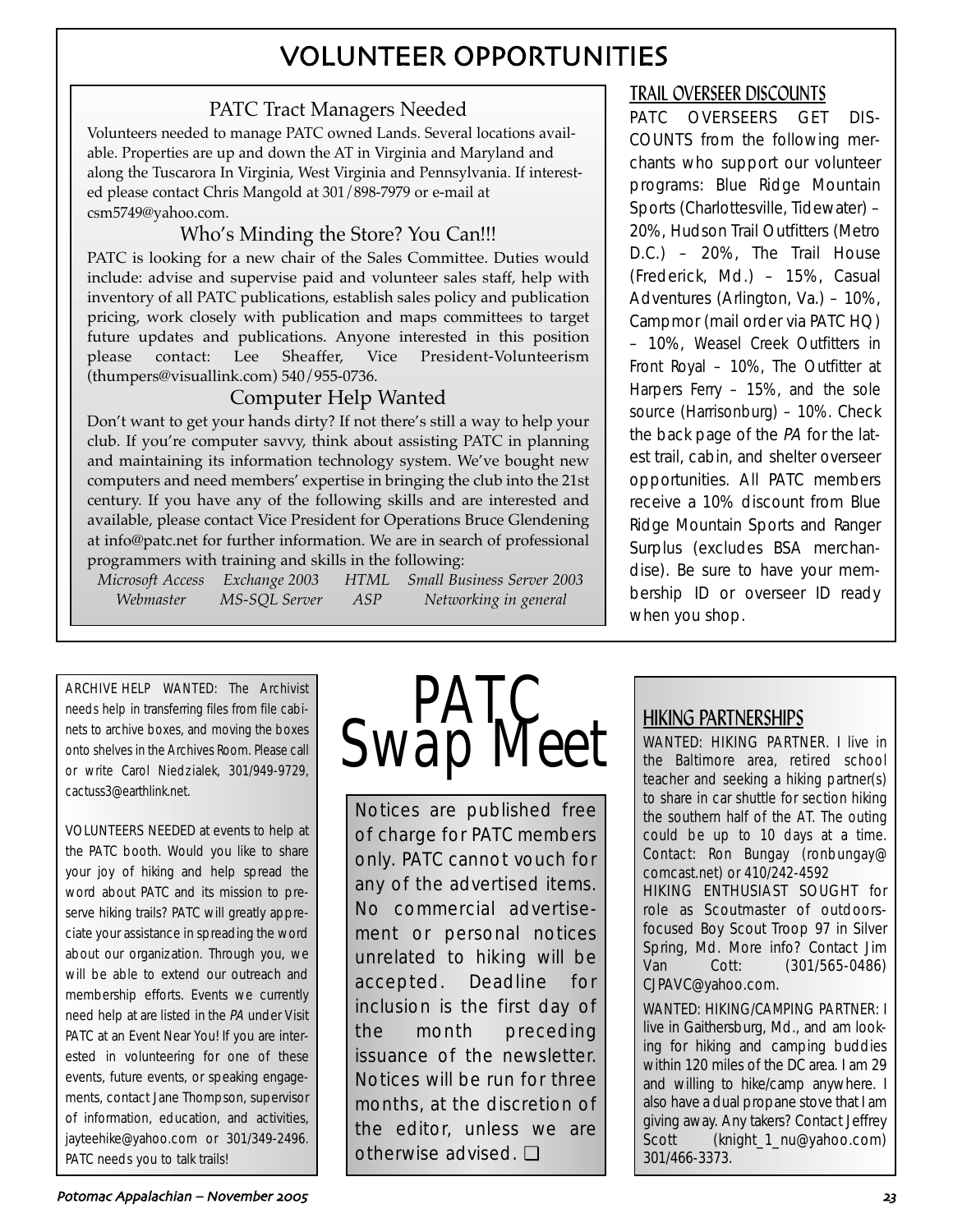# VOLUNTEER OPPORTUNITIES

### PATC Tract Managers Needed

Volunteers needed to manage PATC owned Lands. Several locations available. Properties are up and down the AT in Virginia and Maryland and along the Tuscarora In Virginia, West Virginia and Pennsylvania. If interested please contact Chris Mangold at 301/898-7979 or e-mail at csm5749@yahoo.com.

### Who's Minding the Store? You Can!!!

PATC is looking for a new chair of the Sales Committee. Duties would include: advise and supervise paid and volunteer sales staff, help with inventory of all PATC publications, establish sales policy and publication pricing, work closely with publication and maps committees to target future updates and publications. Anyone interested in this position please contact: Lee Sheaffer, Vice President-Volunteerism (thumpers@visuallink.com) 540/955-0736.

### Computer Help Wanted

Don't want to get your hands dirty? If not there's still a way to help your club. If you're computer savvy, think about assisting PATC in planning and maintaining its information technology system. We've bought new computers and need members' expertise in bringing the club into the 21st century. If you have any of the following skills and are interested and available, please contact Vice President for Operations Bruce Glendening at info@patc.net for further information. We are in search of professional programmers with training and skills in the following:

*Microsoft Access* | *Exchange 2003* | *HTML* | *Small Business Server 2003*
*Webmaster* | *MS-SQL Server* | *ASP* | *Networking in general*

### TRAIL OVERSEER DISCOUNTS

PATC OVERSEERS GET DISCOUNTS from the following merchants who support our volunteer programs: Blue Ridge Mountain Sports (Charlottesville, Tidewater) – 20%, Hudson Trail Outfitters (Metro D.C.) – 20%, The Trail House (Frederick, Md.) – 15%, Casual Adventures (Arlington, Va.) – 10%, Campmor (mail order via PATC HQ) – 10%, Weasel Creek Outfitters in Front Royal – 10%, The Outfitter at Harpers Ferry – 15%, and the sole source (Harrisonburg) – 10%. Check the back page of the *PA* for the latest trail, cabin, and shelter overseer opportunities. All PATC members receive a 10% discount from Blue Ridge Mountain Sports and Ranger Surplus (excludes BSA merchandise). Be sure to have your membership ID or overseer ID ready when you shop.

ARCHIVE HELP WANTED: The Archivist needs help in transferring files from file cabinets to archive boxes, and moving the boxes onto shelves in the Archives Room. Please call or write Carol Niedzialek, 301/949-9729, cactuss3@earthlink.net.

VOLUNTEERS NEEDED at events to help at the PATC booth. Would you like to share your joy of hiking and help spread the word about PATC and its mission to preserve hiking trails? PATC will greatly appreciate your assistance in spreading the word about our organization. Through you, we will be able to extend our outreach and membership efforts. Events we currently need help at are listed in the *PA* under Visit PATC at an Event Near You! If you are interested in volunteering for one of these events, future events, or speaking engagements, contact Jane Thompson, supervisor of information, education, and activities, jayteehike@yahoo.com or 301/349-2496. PATC needs you to talk trails!

# PATC Swap Meet

Notices are published free of charge for PATC members only. PATC cannot vouch for any of the advertised items. No commercial advertisement or personal notices unrelated to hiking will be accepted. Deadline for inclusion is the first day of the month preceding issuance of the newsletter. Notices will be run for three months, at the discretion of the editor, unless we are otherwise advised. ❑

### HIKING PARTNERSHIPS

WANTED: HIKING PARTNER. I live in the Baltimore area, retired school teacher and seeking a hiking partner(s) to share in car shuttle for section hiking the southern half of the AT. The outing could be up to 10 days at a time. Contact: Ron Bungay (ronbungay@comcast.net) or 410/242-4592

HIKING ENTHUSIAST SOUGHT for role as Scoutmaster of outdoors-focused Boy Scout Troop 97 in Silver Spring, Md. More info? Contact Jim Van Cott: (301/565-0486) CJPAVC@yahoo.com.

WANTED: HIKING/CAMPING PARTNER: I live in Gaithersburg, Md., and am looking for hiking and camping buddies within 120 miles of the DC area. I am 29 and willing to hike/camp anywhere. I also have a dual propane stove that I am giving away. Any takers? Contact Jeffrey Scott (knight_1_nu@yahoo.com) 301/466-3373.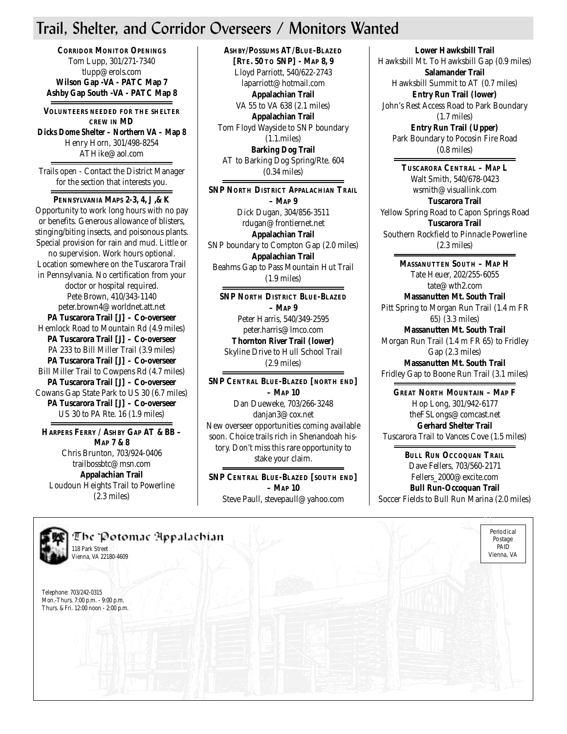# Trail, Shelter, and Corridor Overseers / Monitors Wanted

**CORRIDOR MONITOR OPENINGS**
Tom Lupp, 301/271-7340
tlupp@erols.com
**Wilson Gap -VA - PATC Map 7**
**Ashby Gap South -VA - PATC Map 8**

**VOLUNTEERS NEEDED FOR THE SHELTER CREW IN MD**
**Dicks Dome Shelter – Northern VA – Map 8**
Henry Horn, 301/498-8254
ATHike@aol.com

Trails open - Contact the District Manager for the section that interests you.

**PENNSYLVANIA MAPS 2-3, 4, J ,& K**
Opportunity to work long hours with no pay or benefits. Generous allowance of blisters, stinging/biting insects, and poisonous plants. Special provision for rain and mud. Little or no supervision. Work hours optional. Location somewhere on the Tuscarora Trail in Pennsylvania. No certification from your doctor or hospital required.
Pete Brown, 410/343-1140
peter.brown4@worldnet.att.net
**PA Tuscarora Trail [J] – Co-overseer**
Hemlock Road to Mountain Rd (4.9 miles)
**PA Tuscarora Trail [J] – Co-overseer**
PA 233 to Bill Miller Trail (3.9 miles)
**PA Tuscarora Trail [J] – Co-overseer**
Bill Miller Trail to Cowpens Rd (4.7 miles)
**PA Tuscarora Trail [J] – Co-overseer**
Cowans Gap State Park to US 30 (6.7 miles)
**PA Tuscarora Trail [J] – Co-overseer**
US 30 to PA Rte. 16 (1.9 miles)

**HARPERS FERRY / ASHBY GAP AT & BB – MAP 7 & 8**
Chris Brunton, 703/924-0406
trailbossbtc@msn.com
**Appalachian Trail**
Loudoun Heights Trail to Powerline (2.3 miles)

**ASHBY/POSSUMS AT/BLUE-BLAZED [RTE. 50 TO SNP] - MAP 8, 9**
Lloyd Parriott, 540/622-2743
laparriott@hotmail.com
**Appalachian Trail**
VA 55 to VA 638 (2.1 miles)
**Appalachian Trail**
Tom Floyd Wayside to SNP boundary (1.1.miles)
**Barking Dog Trail**
AT to Barking Dog Spring/Rte. 604 (0.34 miles)

**SNP NORTH DISTRICT APPALACHIAN TRAIL – MAP 9**
Dick Dugan, 304/856-3511
rdugan@frontiernet.net
**Appalachian Trail**
SNP boundary to Compton Gap (2.0 miles)
**Appalachian Trail**
Beahms Gap to Pass Mountain Hut Trail (1.9 miles)

**SNP NORTH DISTRICT BLUE-BLAZED – MAP 9**
Peter Harris, 540/349-2595
peter.harris@lmco.com
**Thornton River Trail (lower)**
Skyline Drive to Hull School Trail (2.9 miles)

**SNP CENTRAL BLUE-BLAZED [NORTH END] – MAP 10**
Dan Dueweke, 703/266-3248
danjan3@cox.net
New overseer opportunities coming available soon. Choice trails rich in Shenandoah history. Don't miss this rare opportunity to stake your claim.

**SNP CENTRAL BLUE-BLAZED [SOUTH END] – MAP 10**
Steve Paull, stevepaull@yahoo.com
**Lower Hawksbill Trail**
Hawksbill Mt. To Hawksbill Gap (0.9 miles)
**Salamander Trail**
Hawksbill Summit to AT (0.7 miles)
**Entry Run Trail (lower)**
John's Rest Access Road to Park Boundary (1.7 miles)
**Entry Run Trail (Upper)**
Park Boundary to Pocosin Fire Road (0.8 miles)

**TUSCARORA CENTRAL – MAP L**
Walt Smith, 540/678-0423
wsmith@visuallink.com
**Tuscarora Trail**
Yellow Spring Road to Capon Springs Road
**Tuscarora Trail**
Southern Rockfield to Pinnacle Powerline (2.3 miles)

**MASSANUTTEN SOUTH – MAP H**
Tate Heuer, 202/255-6055
tate@wth2.com
**Massanutten Mt. South Trail**
Pitt Spring to Morgan Run Trail (1.4 m FR 65) (3.3 miles)
**Massanutten Mt. South Trail**
Morgan Run Trail (1.4 m FR 65) to Fridley Gap (2.3 miles)
**Massanutten Mt. South Trail**
Fridley Gap to Boone Run Trail (3.1 miles)

**GREAT NORTH MOUNTAIN – MAP F**
Hop Long, 301/942-6177
theFSLongs@comcast.net
**Gerhard Shelter Trail**
Tuscarora Trail to Vances Cove (1.5 miles)

**BULL RUN OCCOQUAN TRAIL**
Dave Fellers, 703/560-2171
Fellers_2000@excite.com
**Bull Run-Occoquan Trail**
Soccer Fields to Bull Run Marina (2.0 miles)

---

The Potomac Appalachian
118 Park Street
Vienna, VA 22180-4609

Periodical Postage PAID Vienna, VA

Telephone: 703/242-0315
Mon.-Thurs. 7:00 p.m. - 9:00 p.m.
Thurs. & Fri. 12:00 noon - 2:00 p.m.